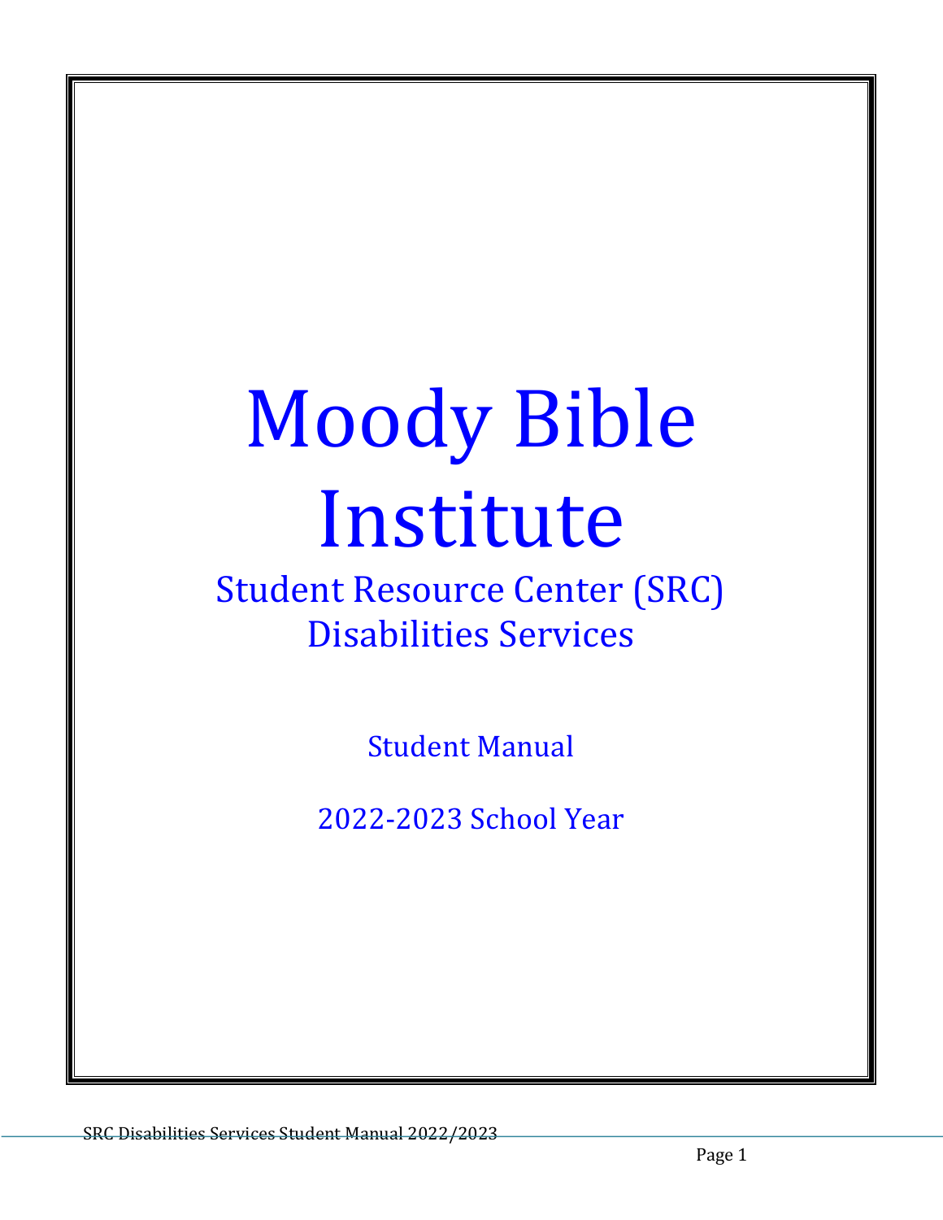# Moody Bible Institute

## Student Resource Center (SRC) Disabilities Services

Student Manual

2022-2023 School Year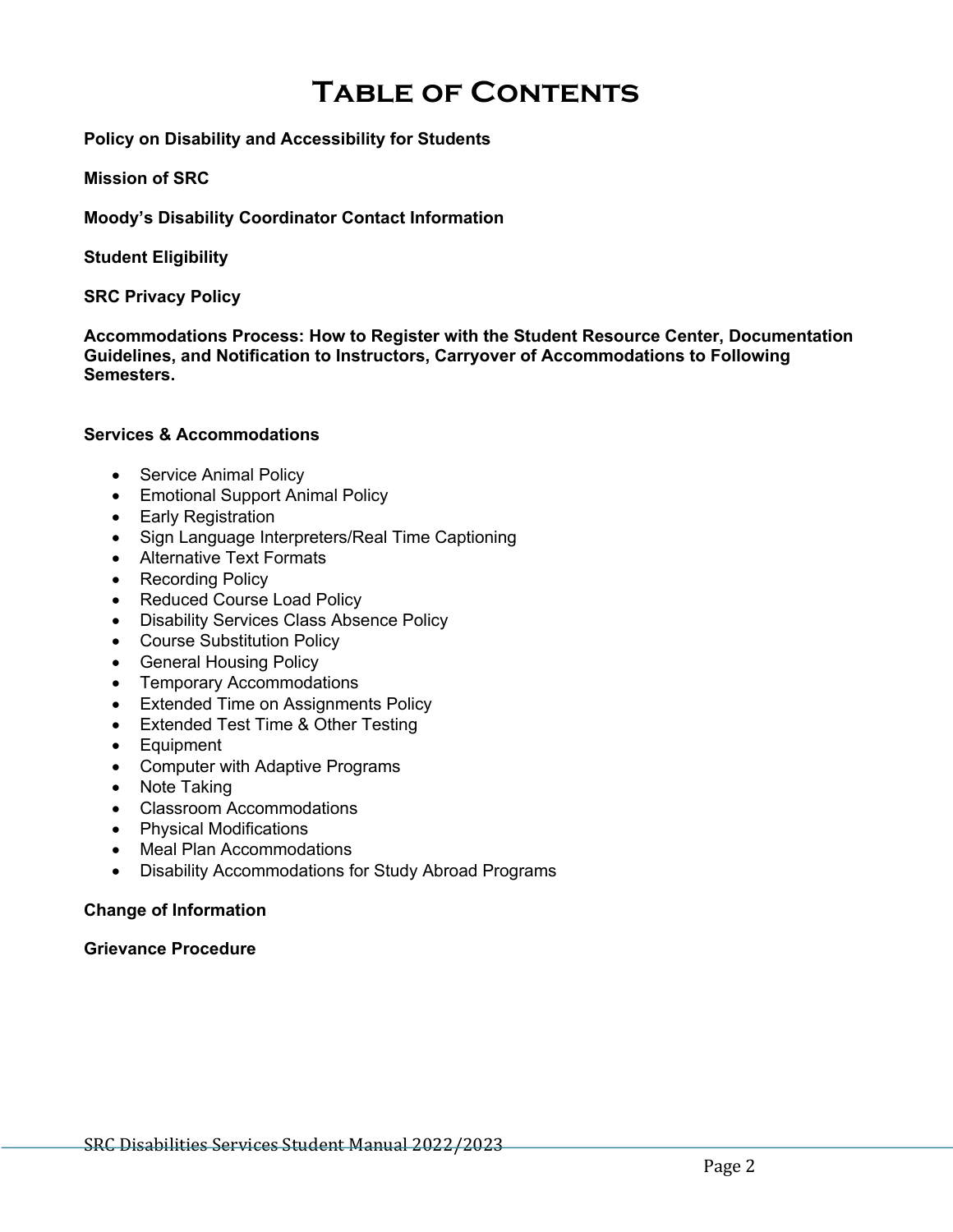# Table of Contents

**Policy on Disability and Accessibility for Students**

**Mission of SRC**

**Moody's Disability Coordinator Contact Information**

**Student Eligibility**

**SRC Privacy Policy**

**Accommodations Process: How to Register with the Student Resource Center, Documentation Guidelines, and Notification to Instructors, Carryover of Accommodations to Following Semesters.**

**Services & Accommodations**

- Service Animal Policy
- Emotional Support Animal Policy
- Early Registration
- Sign Language Interpreters/Real Time Captioning
- Alternative Text Formats
- Recording Policy
- Reduced Course Load Policy
- Disability Services Class Absence Policy
- Course Substitution Policy
- General Housing Policy
- Temporary Accommodations
- Extended Time on Assignments Policy
- Extended Test Time & Other Testing
- Equipment
- Computer with Adaptive Programs
- Note Taking
- Classroom Accommodations
- Physical Modifications
- Meal Plan Accommodations
- Disability Accommodations for Study Abroad Programs

**Change of Information**

**Grievance Procedure**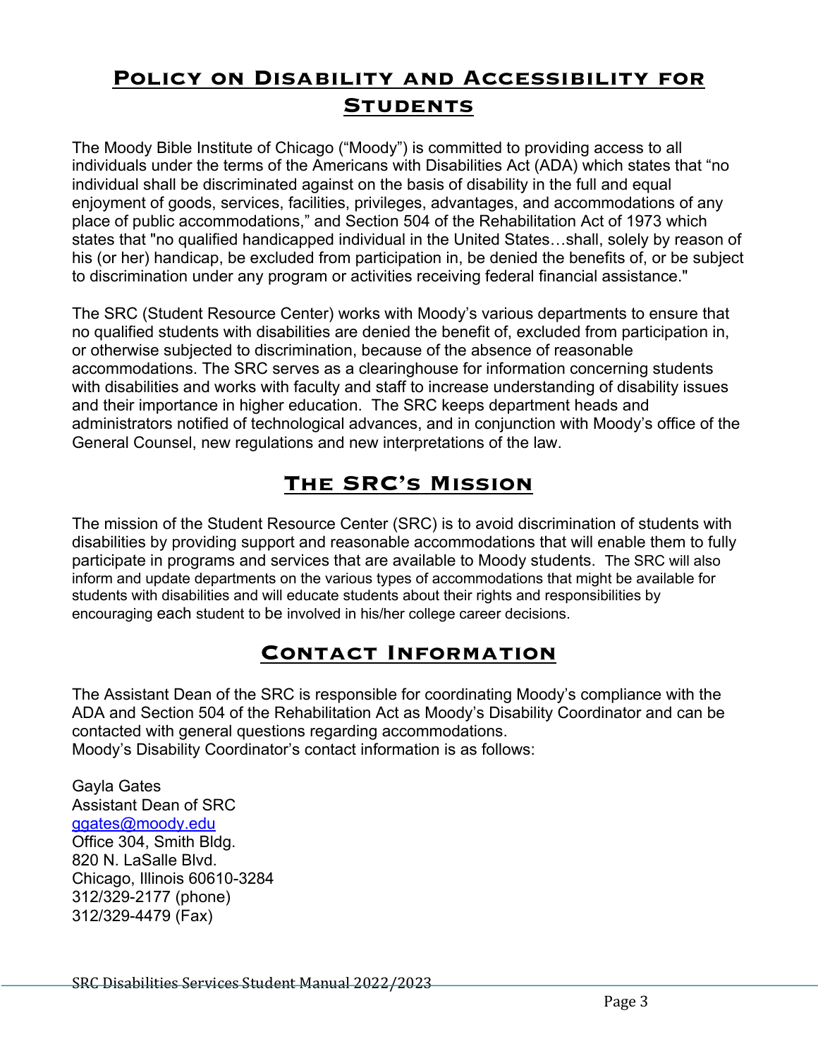## Policy on Disability and Accessibility for Students

The Moody Bible Institute of Chicago ("Moody") is committed to providing access to all individuals under the terms of the Americans with Disabilities Act (ADA) which states that "no individual shall be discriminated against on the basis of disability in the full and equal enjoyment of goods, services, facilities, privileges, advantages, and accommodations of any place of public accommodations," and Section 504 of the Rehabilitation Act of 1973 which states that "no qualified handicapped individual in the United States…shall, solely by reason of his (or her) handicap, be excluded from participation in, be denied the benefits of, or be subject to discrimination under any program or activities receiving federal financial assistance."

The SRC (Student Resource Center) works with Moody's various departments to ensure that no qualified students with disabilities are denied the benefit of, excluded from participation in, or otherwise subjected to discrimination, because of the absence of reasonable accommodations. The SRC serves as a clearinghouse for information concerning students with disabilities and works with faculty and staff to increase understanding of disability issues and their importance in higher education. The SRC keeps department heads and administrators notified of technological advances, and in conjunction with Moody's office of the General Counsel, new regulations and new interpretations of the law.

## The SRC's Mission

The mission of the Student Resource Center (SRC) is to avoid discrimination of students with disabilities by providing support and reasonable accommodations that will enable them to fully participate in programs and services that are available to Moody students. The SRC will also inform and update departments on the various types of accommodations that might be available for students with disabilities and will educate students about their rights and responsibilities by encouraging each student to be involved in his/her college career decisions.

## Contact Information

The Assistant Dean of the SRC is responsible for coordinating Moody's compliance with the ADA and Section 504 of the Rehabilitation Act as Moody's Disability Coordinator and can be contacted with general questions regarding accommodations.
Moody's Disability Coordinator's contact information is as follows:

Gayla Gates
Assistant Dean of SRC
ggates@moody.edu
Office 304, Smith Bldg.
820 N. LaSalle Blvd.
Chicago, Illinois 60610-3284
312/329-2177 (phone)
312/329-4479 (Fax)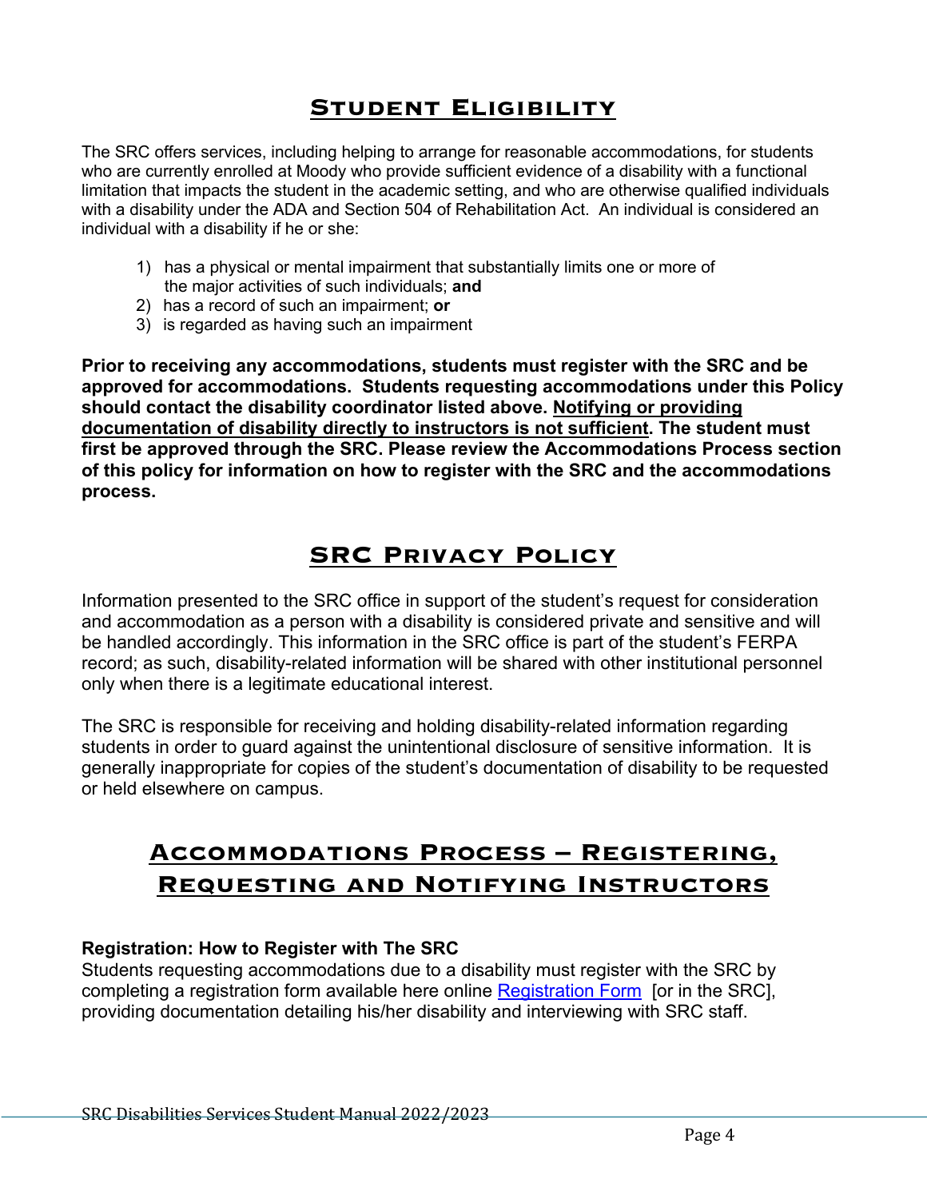# Student Eligibility

The SRC offers services, including helping to arrange for reasonable accommodations, for students who are currently enrolled at Moody who provide sufficient evidence of a disability with a functional limitation that impacts the student in the academic setting, and who are otherwise qualified individuals with a disability under the ADA and Section 504 of Rehabilitation Act. An individual is considered an individual with a disability if he or she:

1) has a physical or mental impairment that substantially limits one or more of the major activities of such individuals; **and**
2) has a record of such an impairment; **or**
3) is regarded as having such an impairment

**Prior to receiving any accommodations, students must register with the SRC and be approved for accommodations. Students requesting accommodations under this Policy should contact the disability coordinator listed above. <u>Notifying or providing documentation of disability directly to instructors is not sufficient</u>. The student must first be approved through the SRC. Please review the Accommodations Process section of this policy for information on how to register with the SRC and the accommodations process.**

# SRC Privacy Policy

Information presented to the SRC office in support of the student's request for consideration and accommodation as a person with a disability is considered private and sensitive and will be handled accordingly. This information in the SRC office is part of the student's FERPA record; as such, disability-related information will be shared with other institutional personnel only when there is a legitimate educational interest.

The SRC is responsible for receiving and holding disability-related information regarding students in order to guard against the unintentional disclosure of sensitive information. It is generally inappropriate for copies of the student's documentation of disability to be requested or held elsewhere on campus.

# Accommodations Process – Registering, Requesting and Notifying Instructors

**Registration: How to Register with The SRC**

Students requesting accommodations due to a disability must register with the SRC by completing a registration form available here online Registration Form [or in the SRC], providing documentation detailing his/her disability and interviewing with SRC staff.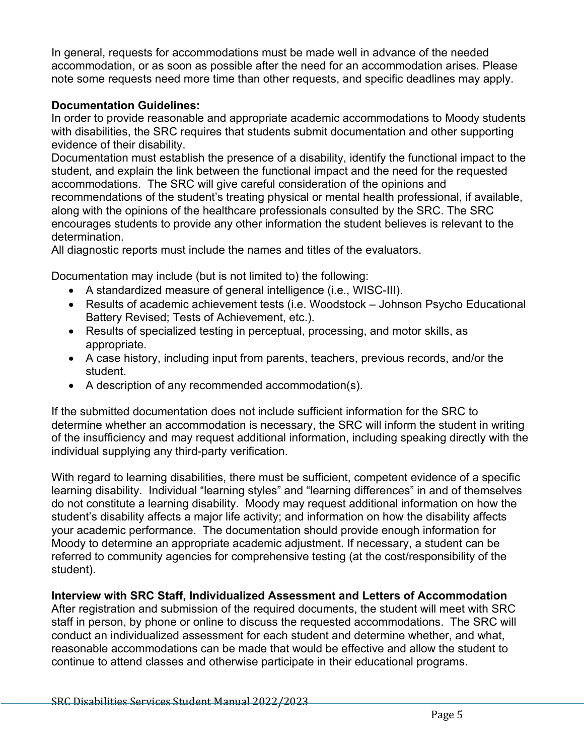In general, requests for accommodations must be made well in advance of the needed accommodation, or as soon as possible after the need for an accommodation arises. Please note some requests need more time than other requests, and specific deadlines may apply.

**Documentation Guidelines:**

In order to provide reasonable and appropriate academic accommodations to Moody students with disabilities, the SRC requires that students submit documentation and other supporting evidence of their disability.

Documentation must establish the presence of a disability, identify the functional impact to the student, and explain the link between the functional impact and the need for the requested accommodations. The SRC will give careful consideration of the opinions and recommendations of the student's treating physical or mental health professional, if available, along with the opinions of the healthcare professionals consulted by the SRC. The SRC encourages students to provide any other information the student believes is relevant to the determination.

All diagnostic reports must include the names and titles of the evaluators.

Documentation may include (but is not limited to) the following:

- A standardized measure of general intelligence (i.e., WISC-III).
- Results of academic achievement tests (i.e. Woodstock – Johnson Psycho Educational Battery Revised; Tests of Achievement, etc.).
- Results of specialized testing in perceptual, processing, and motor skills, as appropriate.
- A case history, including input from parents, teachers, previous records, and/or the student.
- A description of any recommended accommodation(s).

If the submitted documentation does not include sufficient information for the SRC to determine whether an accommodation is necessary, the SRC will inform the student in writing of the insufficiency and may request additional information, including speaking directly with the individual supplying any third-party verification.

With regard to learning disabilities, there must be sufficient, competent evidence of a specific learning disability. Individual "learning styles" and "learning differences" in and of themselves do not constitute a learning disability. Moody may request additional information on how the student's disability affects a major life activity; and information on how the disability affects your academic performance. The documentation should provide enough information for Moody to determine an appropriate academic adjustment. If necessary, a student can be referred to community agencies for comprehensive testing (at the cost/responsibility of the student).

**Interview with SRC Staff, Individualized Assessment and Letters of Accommodation**

After registration and submission of the required documents, the student will meet with SRC staff in person, by phone or online to discuss the requested accommodations. The SRC will conduct an individualized assessment for each student and determine whether, and what, reasonable accommodations can be made that would be effective and allow the student to continue to attend classes and otherwise participate in their educational programs.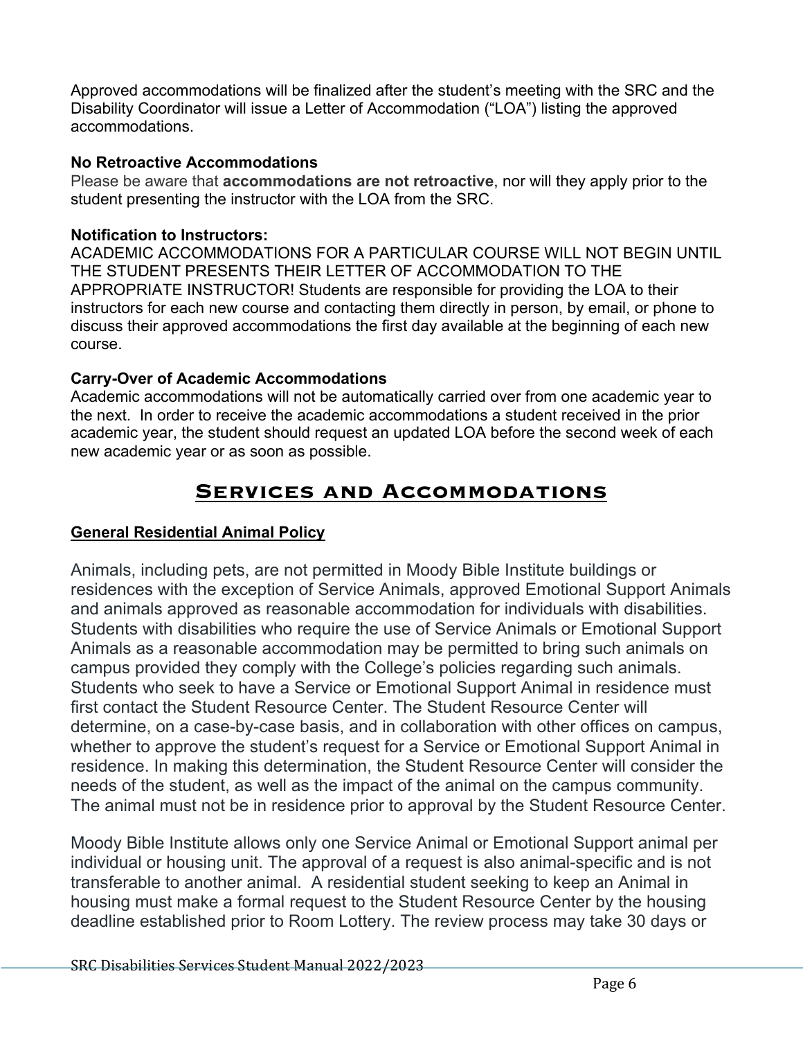Approved accommodations will be finalized after the student's meeting with the SRC and the Disability Coordinator will issue a Letter of Accommodation ("LOA") listing the approved accommodations.

**No Retroactive Accommodations**

Please be aware that **accommodations are not retroactive**, nor will they apply prior to the student presenting the instructor with the LOA from the SRC.

**Notification to Instructors:**

ACADEMIC ACCOMMODATIONS FOR A PARTICULAR COURSE WILL NOT BEGIN UNTIL THE STUDENT PRESENTS THEIR LETTER OF ACCOMMODATION TO THE APPROPRIATE INSTRUCTOR! Students are responsible for providing the LOA to their instructors for each new course and contacting them directly in person, by email, or phone to discuss their approved accommodations the first day available at the beginning of each new course.

**Carry-Over of Academic Accommodations**

Academic accommodations will not be automatically carried over from one academic year to the next. In order to receive the academic accommodations a student received in the prior academic year, the student should request an updated LOA before the second week of each new academic year or as soon as possible.

## Services and Accommodations

### General Residential Animal Policy

Animals, including pets, are not permitted in Moody Bible Institute buildings or residences with the exception of Service Animals, approved Emotional Support Animals and animals approved as reasonable accommodation for individuals with disabilities. Students with disabilities who require the use of Service Animals or Emotional Support Animals as a reasonable accommodation may be permitted to bring such animals on campus provided they comply with the College's policies regarding such animals. Students who seek to have a Service or Emotional Support Animal in residence must first contact the Student Resource Center. The Student Resource Center will determine, on a case-by-case basis, and in collaboration with other offices on campus, whether to approve the student's request for a Service or Emotional Support Animal in residence. In making this determination, the Student Resource Center will consider the needs of the student, as well as the impact of the animal on the campus community. The animal must not be in residence prior to approval by the Student Resource Center.

Moody Bible Institute allows only one Service Animal or Emotional Support animal per individual or housing unit. The approval of a request is also animal-specific and is not transferable to another animal. A residential student seeking to keep an Animal in housing must make a formal request to the Student Resource Center by the housing deadline established prior to Room Lottery. The review process may take 30 days or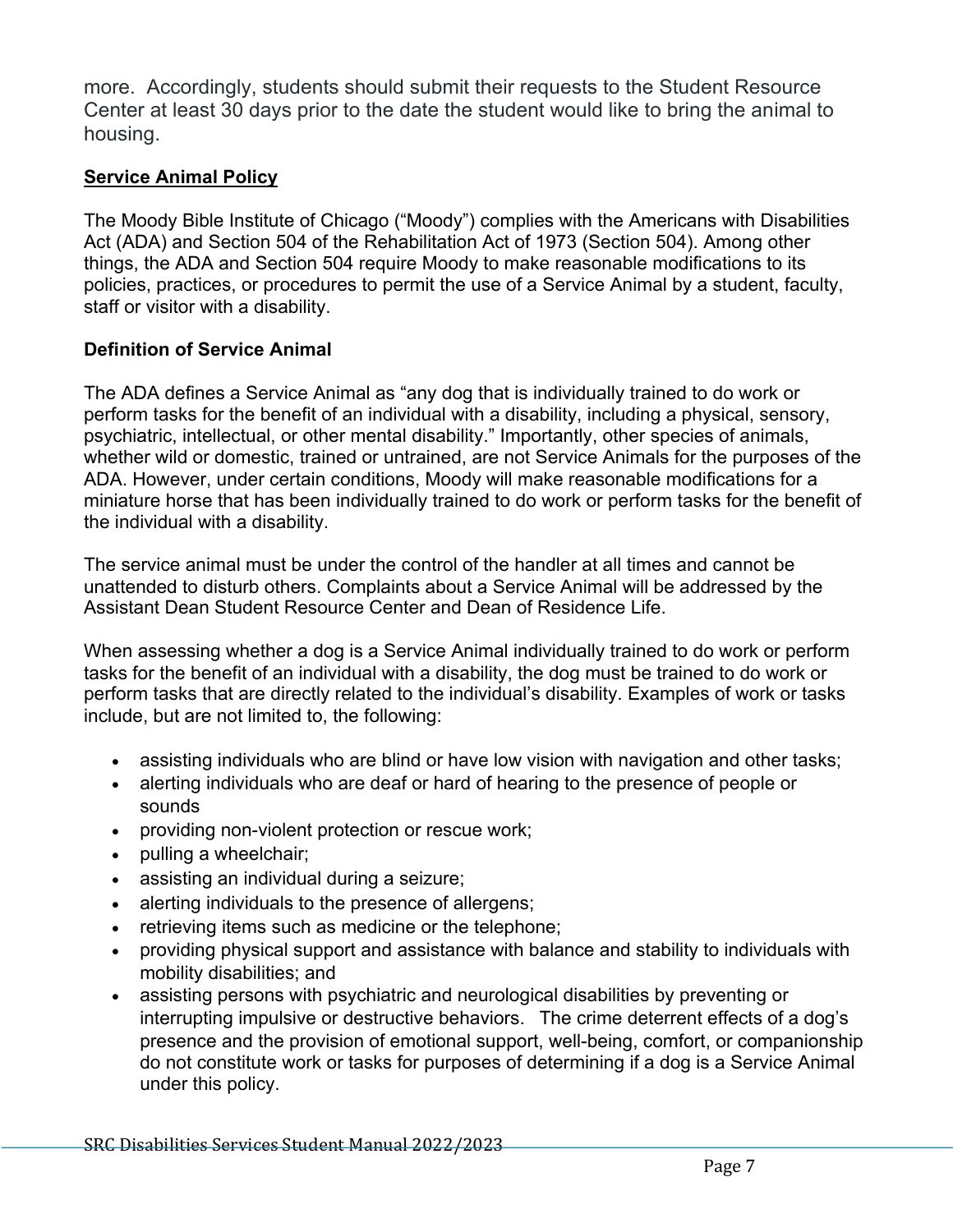more. Accordingly, students should submit their requests to the Student Resource Center at least 30 days prior to the date the student would like to bring the animal to housing.

## Service Animal Policy

The Moody Bible Institute of Chicago ("Moody") complies with the Americans with Disabilities Act (ADA) and Section 504 of the Rehabilitation Act of 1973 (Section 504). Among other things, the ADA and Section 504 require Moody to make reasonable modifications to its policies, practices, or procedures to permit the use of a Service Animal by a student, faculty, staff or visitor with a disability.

### Definition of Service Animal

The ADA defines a Service Animal as "any dog that is individually trained to do work or perform tasks for the benefit of an individual with a disability, including a physical, sensory, psychiatric, intellectual, or other mental disability." Importantly, other species of animals, whether wild or domestic, trained or untrained, are not Service Animals for the purposes of the ADA. However, under certain conditions, Moody will make reasonable modifications for a miniature horse that has been individually trained to do work or perform tasks for the benefit of the individual with a disability.

The service animal must be under the control of the handler at all times and cannot be unattended to disturb others. Complaints about a Service Animal will be addressed by the Assistant Dean Student Resource Center and Dean of Residence Life.

When assessing whether a dog is a Service Animal individually trained to do work or perform tasks for the benefit of an individual with a disability, the dog must be trained to do work or perform tasks that are directly related to the individual's disability. Examples of work or tasks include, but are not limited to, the following:

- assisting individuals who are blind or have low vision with navigation and other tasks;
- alerting individuals who are deaf or hard of hearing to the presence of people or sounds
- providing non-violent protection or rescue work;
- pulling a wheelchair;
- assisting an individual during a seizure;
- alerting individuals to the presence of allergens;
- retrieving items such as medicine or the telephone;
- providing physical support and assistance with balance and stability to individuals with mobility disabilities; and
- assisting persons with psychiatric and neurological disabilities by preventing or interrupting impulsive or destructive behaviors. The crime deterrent effects of a dog's presence and the provision of emotional support, well-being, comfort, or companionship do not constitute work or tasks for purposes of determining if a dog is a Service Animal under this policy.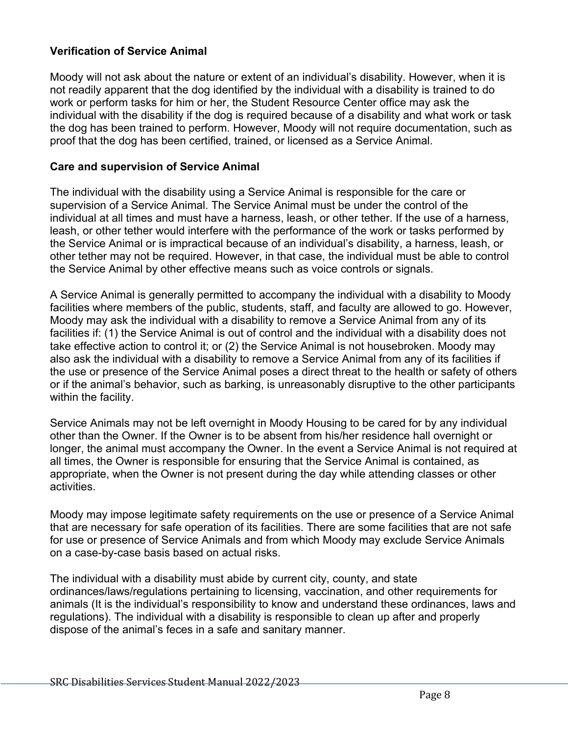### Verification of Service Animal

Moody will not ask about the nature or extent of an individual's disability. However, when it is not readily apparent that the dog identified by the individual with a disability is trained to do work or perform tasks for him or her, the Student Resource Center office may ask the individual with the disability if the dog is required because of a disability and what work or task the dog has been trained to perform. However, Moody will not require documentation, such as proof that the dog has been certified, trained, or licensed as a Service Animal.

### Care and supervision of Service Animal

The individual with the disability using a Service Animal is responsible for the care or supervision of a Service Animal. The Service Animal must be under the control of the individual at all times and must have a harness, leash, or other tether. If the use of a harness, leash, or other tether would interfere with the performance of the work or tasks performed by the Service Animal or is impractical because of an individual's disability, a harness, leash, or other tether may not be required. However, in that case, the individual must be able to control the Service Animal by other effective means such as voice controls or signals.

A Service Animal is generally permitted to accompany the individual with a disability to Moody facilities where members of the public, students, staff, and faculty are allowed to go. However, Moody may ask the individual with a disability to remove a Service Animal from any of its facilities if: (1) the Service Animal is out of control and the individual with a disability does not take effective action to control it; or (2) the Service Animal is not housebroken. Moody may also ask the individual with a disability to remove a Service Animal from any of its facilities if the use or presence of the Service Animal poses a direct threat to the health or safety of others or if the animal's behavior, such as barking, is unreasonably disruptive to the other participants within the facility.

Service Animals may not be left overnight in Moody Housing to be cared for by any individual other than the Owner. If the Owner is to be absent from his/her residence hall overnight or longer, the animal must accompany the Owner. In the event a Service Animal is not required at all times, the Owner is responsible for ensuring that the Service Animal is contained, as appropriate, when the Owner is not present during the day while attending classes or other activities.

Moody may impose legitimate safety requirements on the use or presence of a Service Animal that are necessary for safe operation of its facilities. There are some facilities that are not safe for use or presence of Service Animals and from which Moody may exclude Service Animals on a case-by-case basis based on actual risks.

The individual with a disability must abide by current city, county, and state ordinances/laws/regulations pertaining to licensing, vaccination, and other requirements for animals (It is the individual's responsibility to know and understand these ordinances, laws and regulations). The individual with a disability is responsible to clean up after and properly dispose of the animal's feces in a safe and sanitary manner.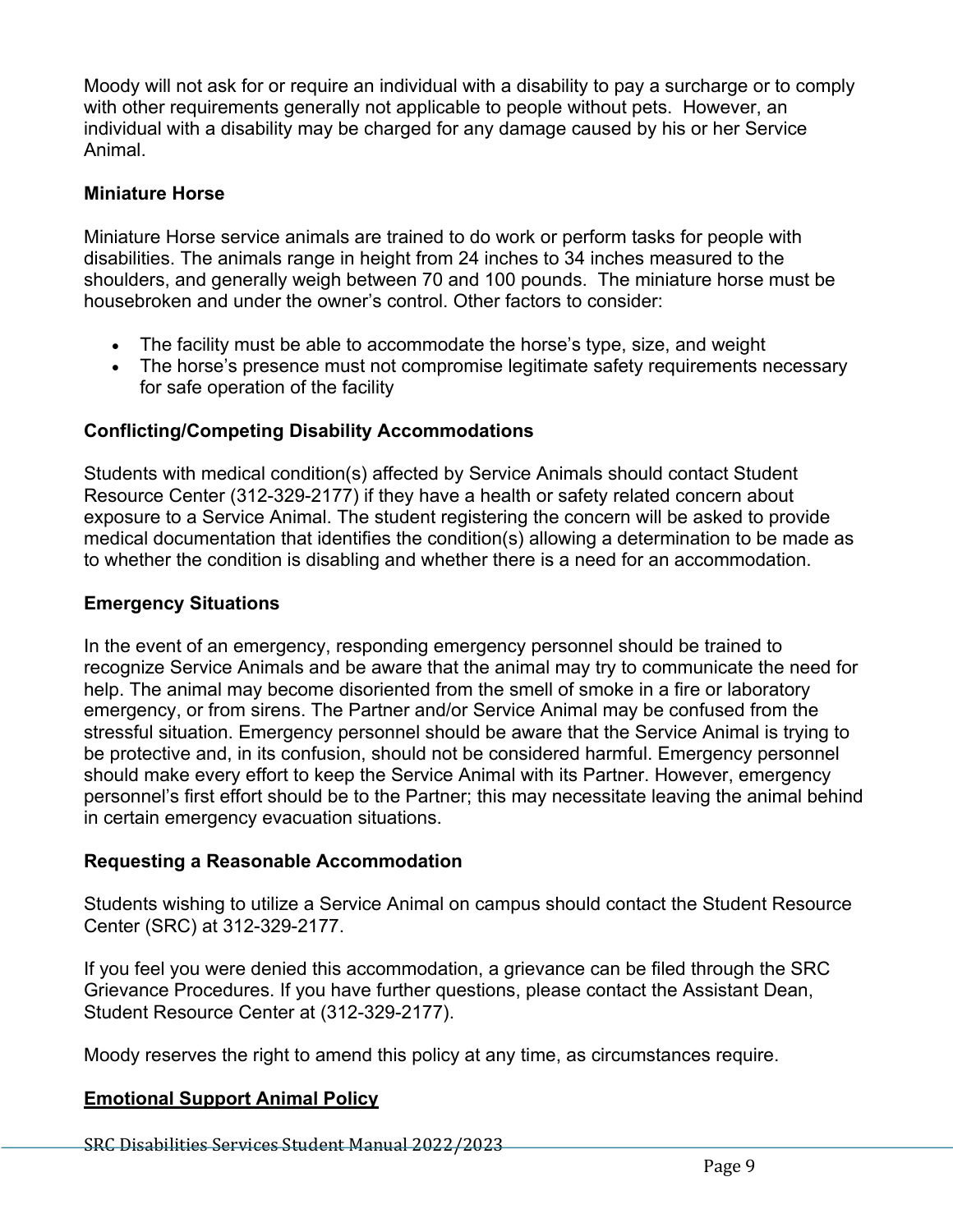Moody will not ask for or require an individual with a disability to pay a surcharge or to comply with other requirements generally not applicable to people without pets.  However, an individual with a disability may be charged for any damage caused by his or her Service Animal.

**Miniature Horse**

Miniature Horse service animals are trained to do work or perform tasks for people with disabilities. The animals range in height from 24 inches to 34 inches measured to the shoulders, and generally weigh between 70 and 100 pounds.  The miniature horse must be housebroken and under the owner's control. Other factors to consider:

- The facility must be able to accommodate the horse's type, size, and weight
- The horse's presence must not compromise legitimate safety requirements necessary for safe operation of the facility

**Conflicting/Competing Disability Accommodations**

Students with medical condition(s) affected by Service Animals should contact Student Resource Center (312-329-2177) if they have a health or safety related concern about exposure to a Service Animal. The student registering the concern will be asked to provide medical documentation that identifies the condition(s) allowing a determination to be made as to whether the condition is disabling and whether there is a need for an accommodation.

**Emergency Situations**

In the event of an emergency, responding emergency personnel should be trained to recognize Service Animals and be aware that the animal may try to communicate the need for help. The animal may become disoriented from the smell of smoke in a fire or laboratory emergency, or from sirens. The Partner and/or Service Animal may be confused from the stressful situation. Emergency personnel should be aware that the Service Animal is trying to be protective and, in its confusion, should not be considered harmful. Emergency personnel should make every effort to keep the Service Animal with its Partner. However, emergency personnel's first effort should be to the Partner; this may necessitate leaving the animal behind in certain emergency evacuation situations.

**Requesting a Reasonable Accommodation**

Students wishing to utilize a Service Animal on campus should contact the Student Resource Center (SRC) at 312-329-2177.

If you feel you were denied this accommodation, a grievance can be filed through the SRC Grievance Procedures. If you have further questions, please contact the Assistant Dean, Student Resource Center at (312-329-2177).

Moody reserves the right to amend this policy at any time, as circumstances require.

**Emotional Support Animal Policy**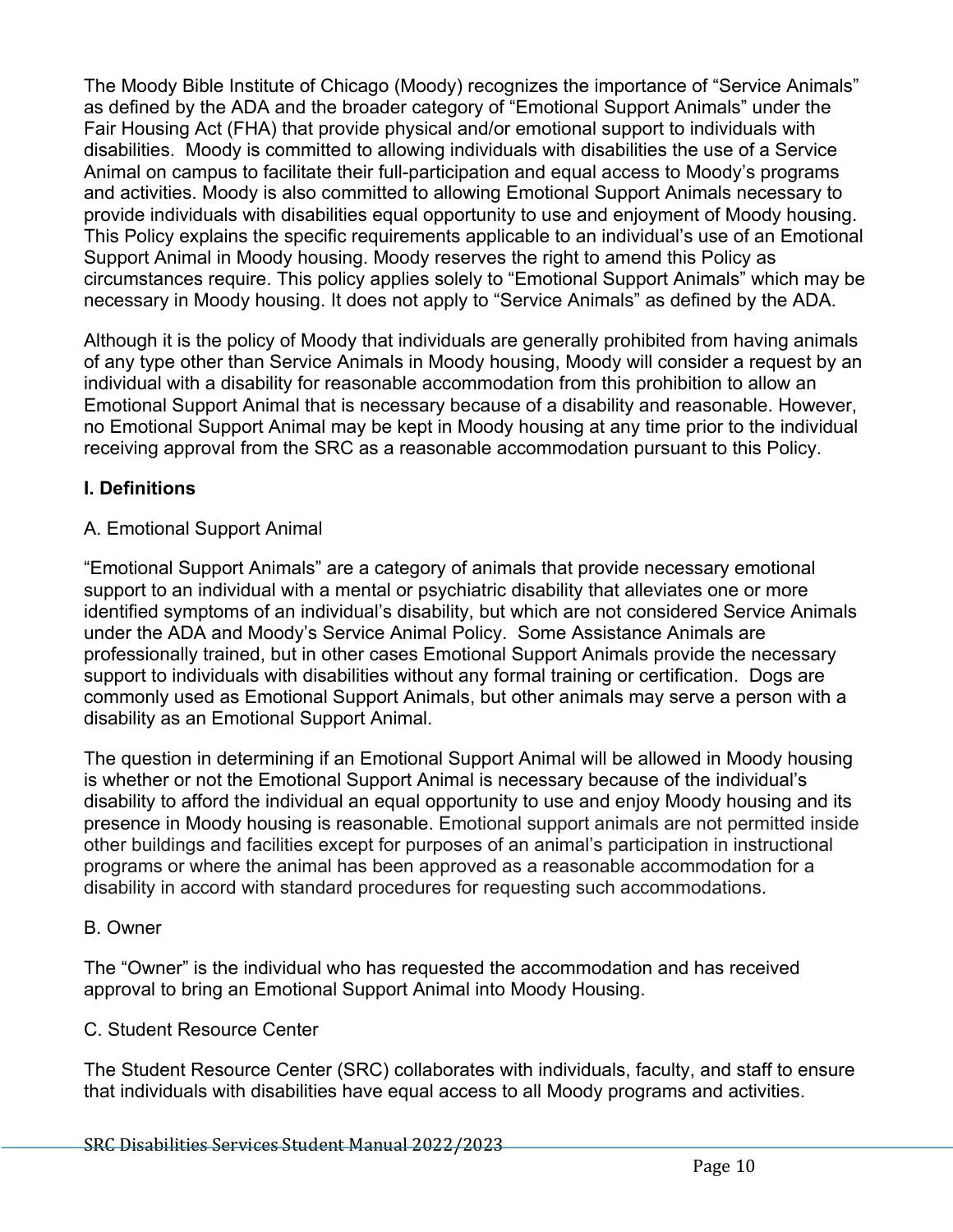The Moody Bible Institute of Chicago (Moody) recognizes the importance of "Service Animals" as defined by the ADA and the broader category of "Emotional Support Animals" under the Fair Housing Act (FHA) that provide physical and/or emotional support to individuals with disabilities. Moody is committed to allowing individuals with disabilities the use of a Service Animal on campus to facilitate their full-participation and equal access to Moody's programs and activities. Moody is also committed to allowing Emotional Support Animals necessary to provide individuals with disabilities equal opportunity to use and enjoyment of Moody housing. This Policy explains the specific requirements applicable to an individual's use of an Emotional Support Animal in Moody housing. Moody reserves the right to amend this Policy as circumstances require. This policy applies solely to "Emotional Support Animals" which may be necessary in Moody housing. It does not apply to "Service Animals" as defined by the ADA.

Although it is the policy of Moody that individuals are generally prohibited from having animals of any type other than Service Animals in Moody housing, Moody will consider a request by an individual with a disability for reasonable accommodation from this prohibition to allow an Emotional Support Animal that is necessary because of a disability and reasonable. However, no Emotional Support Animal may be kept in Moody housing at any time prior to the individual receiving approval from the SRC as a reasonable accommodation pursuant to this Policy.

**I. Definitions**

A. Emotional Support Animal

"Emotional Support Animals" are a category of animals that provide necessary emotional support to an individual with a mental or psychiatric disability that alleviates one or more identified symptoms of an individual's disability, but which are not considered Service Animals under the ADA and Moody's Service Animal Policy. Some Assistance Animals are professionally trained, but in other cases Emotional Support Animals provide the necessary support to individuals with disabilities without any formal training or certification. Dogs are commonly used as Emotional Support Animals, but other animals may serve a person with a disability as an Emotional Support Animal.

The question in determining if an Emotional Support Animal will be allowed in Moody housing is whether or not the Emotional Support Animal is necessary because of the individual's disability to afford the individual an equal opportunity to use and enjoy Moody housing and its presence in Moody housing is reasonable. Emotional support animals are not permitted inside other buildings and facilities except for purposes of an animal's participation in instructional programs or where the animal has been approved as a reasonable accommodation for a disability in accord with standard procedures for requesting such accommodations.

B. Owner

The "Owner" is the individual who has requested the accommodation and has received approval to bring an Emotional Support Animal into Moody Housing.

C. Student Resource Center

The Student Resource Center (SRC) collaborates with individuals, faculty, and staff to ensure that individuals with disabilities have equal access to all Moody programs and activities.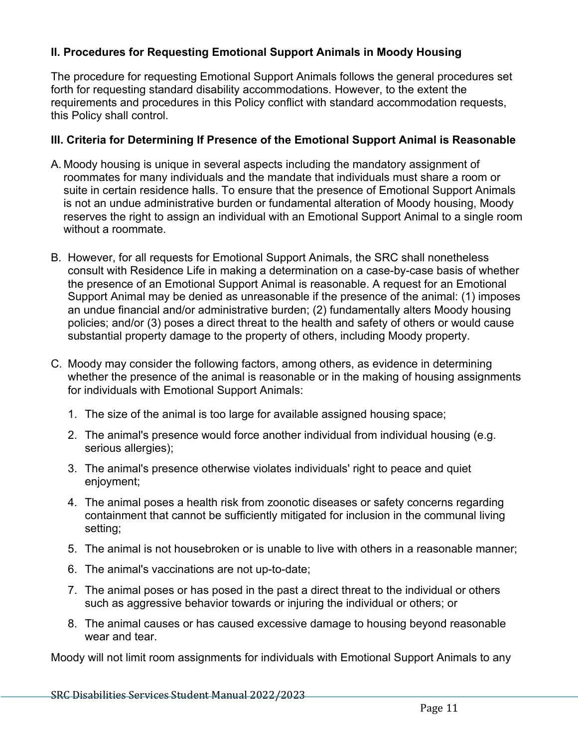**II. Procedures for Requesting Emotional Support Animals in Moody Housing**

The procedure for requesting Emotional Support Animals follows the general procedures set forth for requesting standard disability accommodations. However, to the extent the requirements and procedures in this Policy conflict with standard accommodation requests, this Policy shall control.

**III. Criteria for Determining If Presence of the Emotional Support Animal is Reasonable**

A. Moody housing is unique in several aspects including the mandatory assignment of roommates for many individuals and the mandate that individuals must share a room or suite in certain residence halls. To ensure that the presence of Emotional Support Animals is not an undue administrative burden or fundamental alteration of Moody housing, Moody reserves the right to assign an individual with an Emotional Support Animal to a single room without a roommate.

B. However, for all requests for Emotional Support Animals, the SRC shall nonetheless consult with Residence Life in making a determination on a case-by-case basis of whether the presence of an Emotional Support Animal is reasonable. A request for an Emotional Support Animal may be denied as unreasonable if the presence of the animal: (1) imposes an undue financial and/or administrative burden; (2) fundamentally alters Moody housing policies; and/or (3) poses a direct threat to the health and safety of others or would cause substantial property damage to the property of others, including Moody property.

C. Moody may consider the following factors, among others, as evidence in determining whether the presence of the animal is reasonable or in the making of housing assignments for individuals with Emotional Support Animals:

   1. The size of the animal is too large for available assigned housing space;
   2. The animal's presence would force another individual from individual housing (e.g. serious allergies);
   3. The animal's presence otherwise violates individuals' right to peace and quiet enjoyment;
   4. The animal poses a health risk from zoonotic diseases or safety concerns regarding containment that cannot be sufficiently mitigated for inclusion in the communal living setting;
   5. The animal is not housebroken or is unable to live with others in a reasonable manner;
   6. The animal's vaccinations are not up-to-date;
   7. The animal poses or has posed in the past a direct threat to the individual or others such as aggressive behavior towards or injuring the individual or others; or
   8. The animal causes or has caused excessive damage to housing beyond reasonable wear and tear.

Moody will not limit room assignments for individuals with Emotional Support Animals to any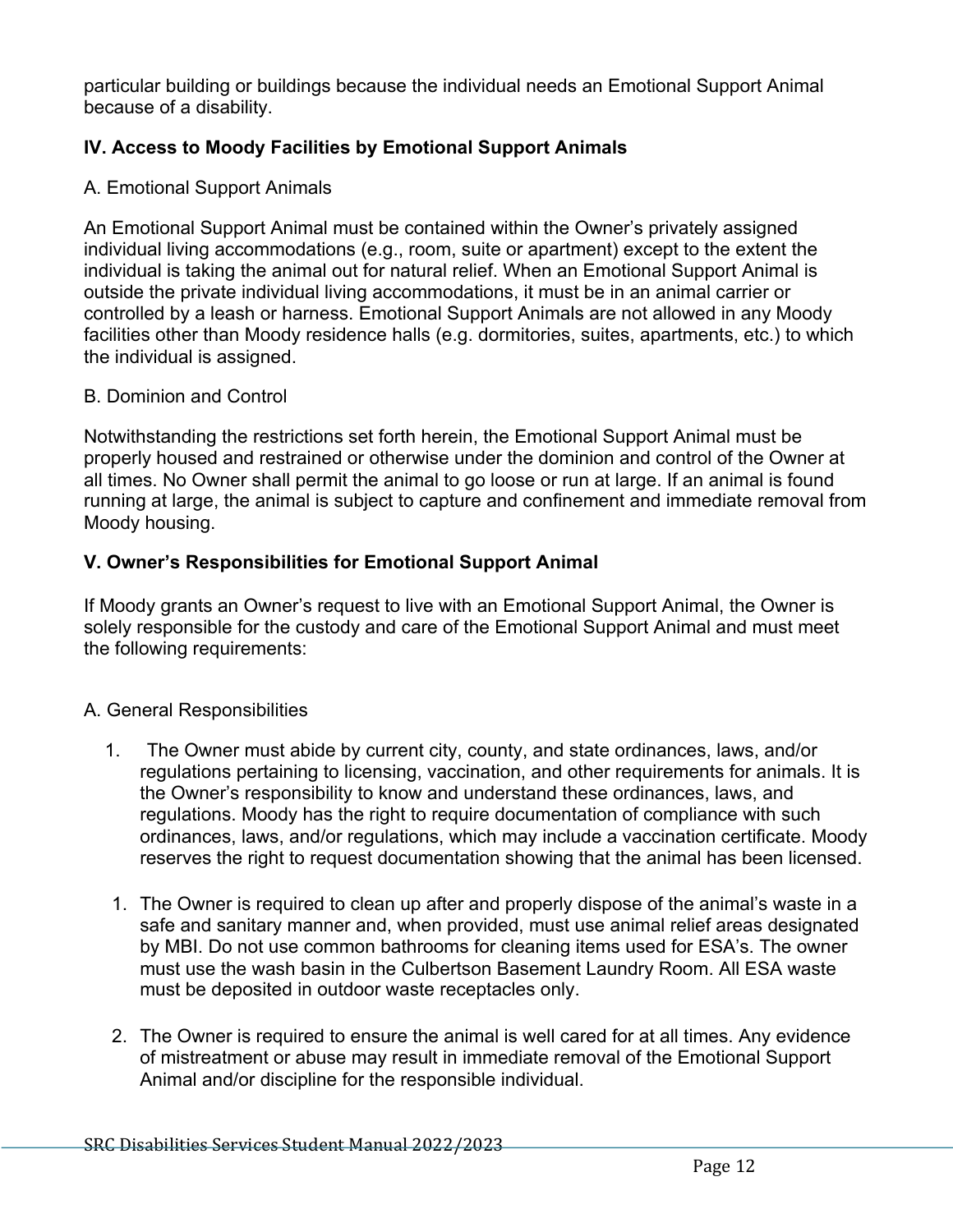particular building or buildings because the individual needs an Emotional Support Animal because of a disability.

## IV. Access to Moody Facilities by Emotional Support Animals

A. Emotional Support Animals

An Emotional Support Animal must be contained within the Owner's privately assigned individual living accommodations (e.g., room, suite or apartment) except to the extent the individual is taking the animal out for natural relief. When an Emotional Support Animal is outside the private individual living accommodations, it must be in an animal carrier or controlled by a leash or harness. Emotional Support Animals are not allowed in any Moody facilities other than Moody residence halls (e.g. dormitories, suites, apartments, etc.) to which the individual is assigned.

B. Dominion and Control

Notwithstanding the restrictions set forth herein, the Emotional Support Animal must be properly housed and restrained or otherwise under the dominion and control of the Owner at all times. No Owner shall permit the animal to go loose or run at large. If an animal is found running at large, the animal is subject to capture and confinement and immediate removal from Moody housing.

## V. Owner's Responsibilities for Emotional Support Animal

If Moody grants an Owner's request to live with an Emotional Support Animal, the Owner is solely responsible for the custody and care of the Emotional Support Animal and must meet the following requirements:

A. General Responsibilities

1. The Owner must abide by current city, county, and state ordinances, laws, and/or regulations pertaining to licensing, vaccination, and other requirements for animals. It is the Owner's responsibility to know and understand these ordinances, laws, and regulations. Moody has the right to require documentation of compliance with such ordinances, laws, and/or regulations, which may include a vaccination certificate. Moody reserves the right to request documentation showing that the animal has been licensed.

1. The Owner is required to clean up after and properly dispose of the animal's waste in a safe and sanitary manner and, when provided, must use animal relief areas designated by MBI. Do not use common bathrooms for cleaning items used for ESA's. The owner must use the wash basin in the Culbertson Basement Laundry Room. All ESA waste must be deposited in outdoor waste receptacles only.

2. The Owner is required to ensure the animal is well cared for at all times. Any evidence of mistreatment or abuse may result in immediate removal of the Emotional Support Animal and/or discipline for the responsible individual.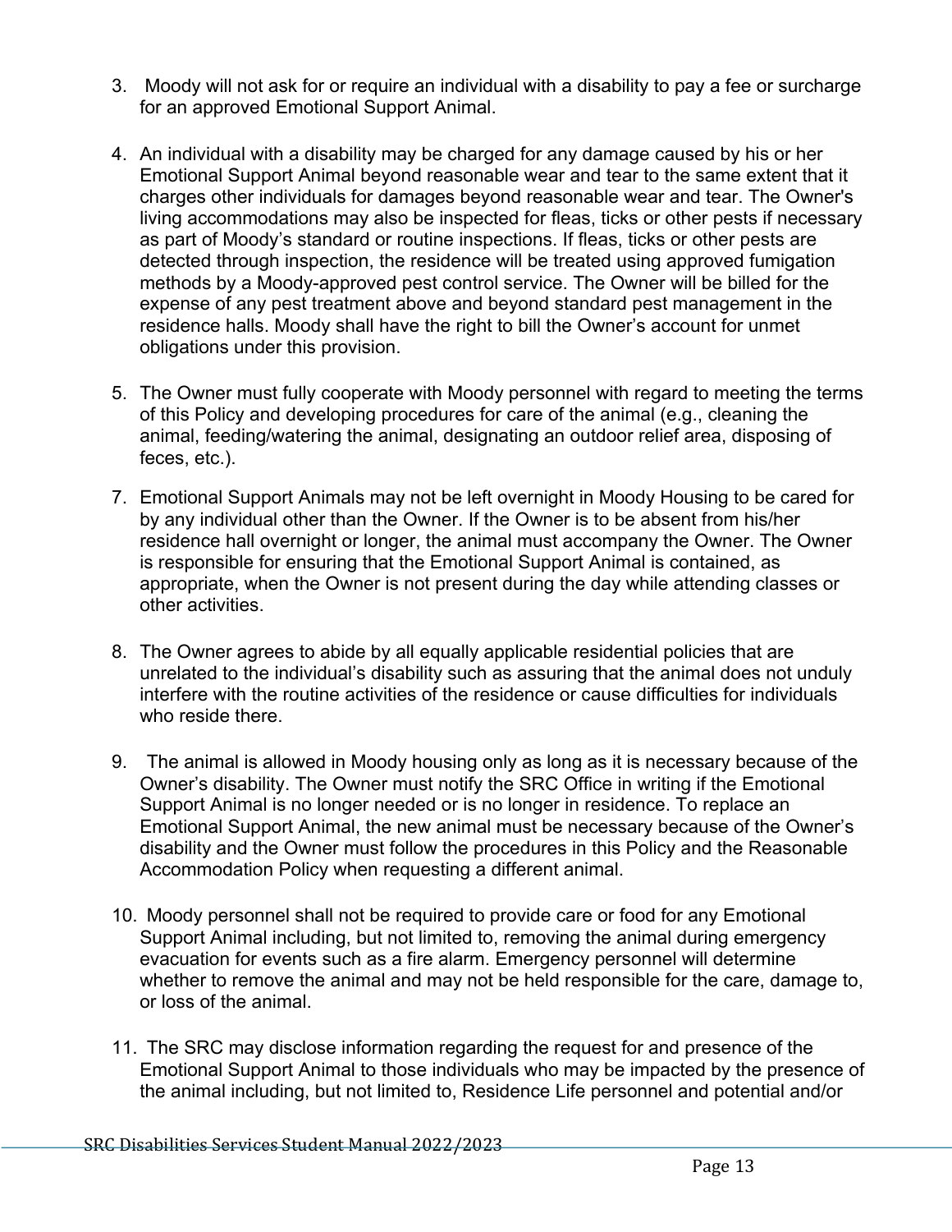3. Moody will not ask for or require an individual with a disability to pay a fee or surcharge for an approved Emotional Support Animal.

4. An individual with a disability may be charged for any damage caused by his or her Emotional Support Animal beyond reasonable wear and tear to the same extent that it charges other individuals for damages beyond reasonable wear and tear. The Owner's living accommodations may also be inspected for fleas, ticks or other pests if necessary as part of Moody's standard or routine inspections. If fleas, ticks or other pests are detected through inspection, the residence will be treated using approved fumigation methods by a Moody-approved pest control service. The Owner will be billed for the expense of any pest treatment above and beyond standard pest management in the residence halls. Moody shall have the right to bill the Owner's account for unmet obligations under this provision.

5. The Owner must fully cooperate with Moody personnel with regard to meeting the terms of this Policy and developing procedures for care of the animal (e.g., cleaning the animal, feeding/watering the animal, designating an outdoor relief area, disposing of feces, etc.).

7. Emotional Support Animals may not be left overnight in Moody Housing to be cared for by any individual other than the Owner. If the Owner is to be absent from his/her residence hall overnight or longer, the animal must accompany the Owner. The Owner is responsible for ensuring that the Emotional Support Animal is contained, as appropriate, when the Owner is not present during the day while attending classes or other activities.

8. The Owner agrees to abide by all equally applicable residential policies that are unrelated to the individual's disability such as assuring that the animal does not unduly interfere with the routine activities of the residence or cause difficulties for individuals who reside there.

9. The animal is allowed in Moody housing only as long as it is necessary because of the Owner's disability. The Owner must notify the SRC Office in writing if the Emotional Support Animal is no longer needed or is no longer in residence. To replace an Emotional Support Animal, the new animal must be necessary because of the Owner's disability and the Owner must follow the procedures in this Policy and the Reasonable Accommodation Policy when requesting a different animal.

10. Moody personnel shall not be required to provide care or food for any Emotional Support Animal including, but not limited to, removing the animal during emergency evacuation for events such as a fire alarm. Emergency personnel will determine whether to remove the animal and may not be held responsible for the care, damage to, or loss of the animal.

11. The SRC may disclose information regarding the request for and presence of the Emotional Support Animal to those individuals who may be impacted by the presence of the animal including, but not limited to, Residence Life personnel and potential and/or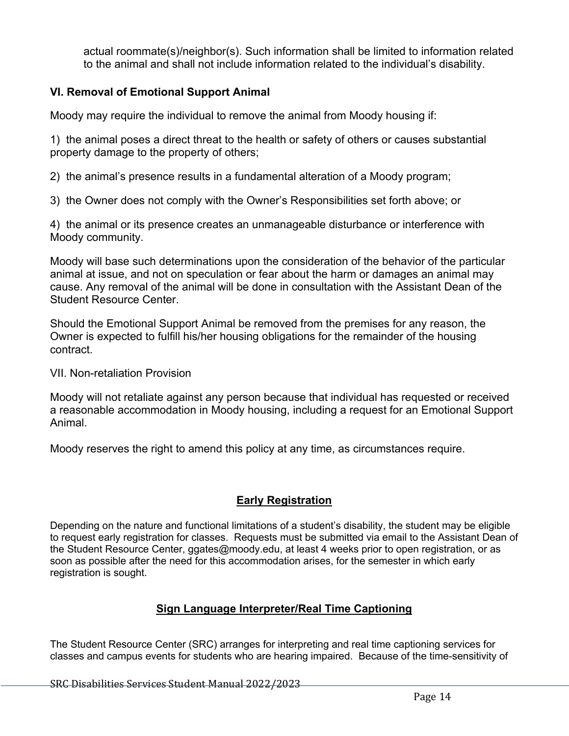actual roommate(s)/neighbor(s). Such information shall be limited to information related to the animal and shall not include information related to the individual's disability.

### VI. Removal of Emotional Support Animal

Moody may require the individual to remove the animal from Moody housing if:

1) the animal poses a direct threat to the health or safety of others or causes substantial property damage to the property of others;

2) the animal's presence results in a fundamental alteration of a Moody program;

3) the Owner does not comply with the Owner's Responsibilities set forth above; or

4) the animal or its presence creates an unmanageable disturbance or interference with Moody community.

Moody will base such determinations upon the consideration of the behavior of the particular animal at issue, and not on speculation or fear about the harm or damages an animal may cause. Any removal of the animal will be done in consultation with the Assistant Dean of the Student Resource Center.

Should the Emotional Support Animal be removed from the premises for any reason, the Owner is expected to fulfill his/her housing obligations for the remainder of the housing contract.

VII. Non-retaliation Provision

Moody will not retaliate against any person because that individual has requested or received a reasonable accommodation in Moody housing, including a request for an Emotional Support Animal.

Moody reserves the right to amend this policy at any time, as circumstances require.

## Early Registration

Depending on the nature and functional limitations of a student's disability, the student may be eligible to request early registration for classes. Requests must be submitted via email to the Assistant Dean of the Student Resource Center, ggates@moody.edu, at least 4 weeks prior to open registration, or as soon as possible after the need for this accommodation arises, for the semester in which early registration is sought.

## Sign Language Interpreter/Real Time Captioning

The Student Resource Center (SRC) arranges for interpreting and real time captioning services for classes and campus events for students who are hearing impaired. Because of the time-sensitivity of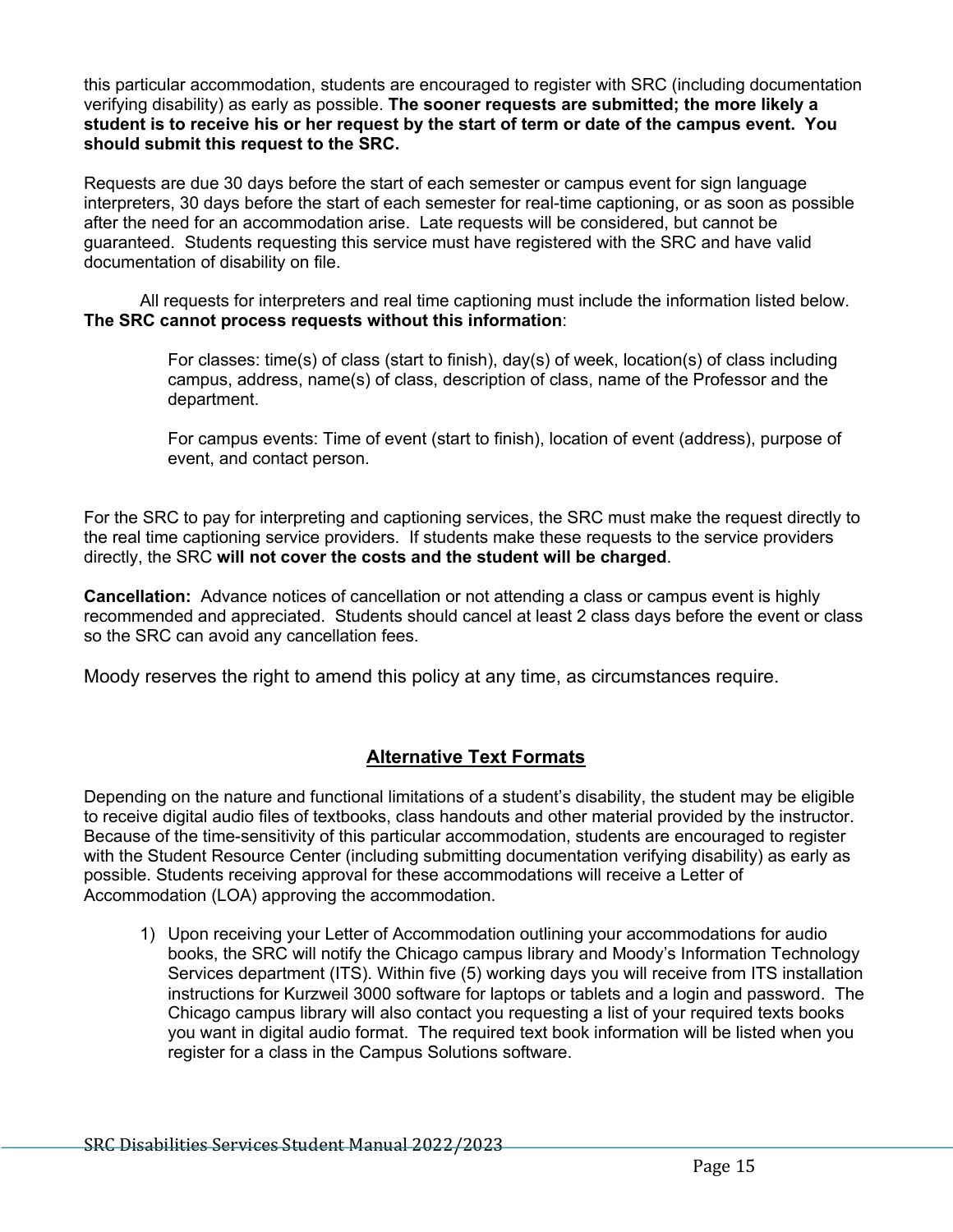this particular accommodation, students are encouraged to register with SRC (including documentation verifying disability) as early as possible. **The sooner requests are submitted; the more likely a student is to receive his or her request by the start of term or date of the campus event. You should submit this request to the SRC.**

Requests are due 30 days before the start of each semester or campus event for sign language interpreters, 30 days before the start of each semester for real-time captioning, or as soon as possible after the need for an accommodation arise. Late requests will be considered, but cannot be guaranteed. Students requesting this service must have registered with the SRC and have valid documentation of disability on file.

All requests for interpreters and real time captioning must include the information listed below. **The SRC cannot process requests without this information**:

> For classes: time(s) of class (start to finish), day(s) of week, location(s) of class including campus, address, name(s) of class, description of class, name of the Professor and the department.
>
> For campus events: Time of event (start to finish), location of event (address), purpose of event, and contact person.

For the SRC to pay for interpreting and captioning services, the SRC must make the request directly to the real time captioning service providers. If students make these requests to the service providers directly, the SRC **will not cover the costs and the student will be charged**.

**Cancellation:** Advance notices of cancellation or not attending a class or campus event is highly recommended and appreciated. Students should cancel at least 2 class days before the event or class so the SRC can avoid any cancellation fees.

Moody reserves the right to amend this policy at any time, as circumstances require.

## Alternative Text Formats

Depending on the nature and functional limitations of a student's disability, the student may be eligible to receive digital audio files of textbooks, class handouts and other material provided by the instructor. Because of the time-sensitivity of this particular accommodation, students are encouraged to register with the Student Resource Center (including submitting documentation verifying disability) as early as possible. Students receiving approval for these accommodations will receive a Letter of Accommodation (LOA) approving the accommodation.

1) Upon receiving your Letter of Accommodation outlining your accommodations for audio books, the SRC will notify the Chicago campus library and Moody's Information Technology Services department (ITS). Within five (5) working days you will receive from ITS installation instructions for Kurzweil 3000 software for laptops or tablets and a login and password. The Chicago campus library will also contact you requesting a list of your required texts books you want in digital audio format. The required text book information will be listed when you register for a class in the Campus Solutions software.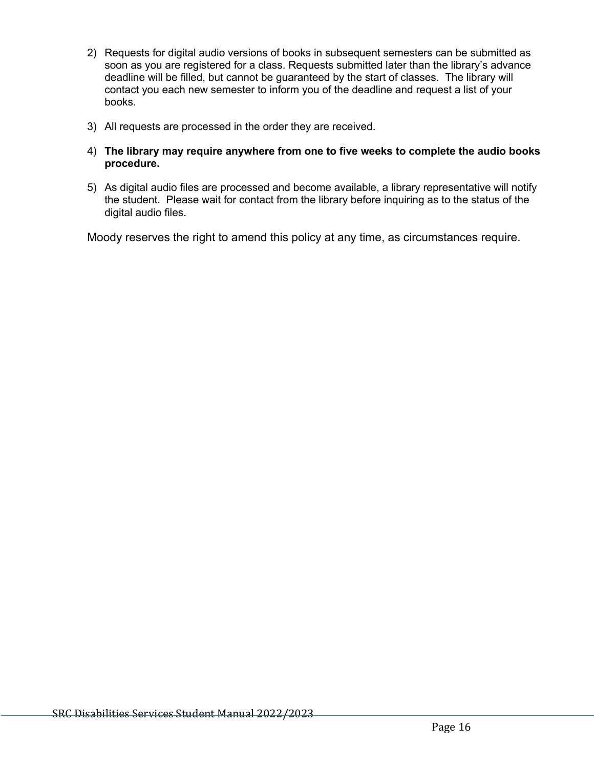2) Requests for digital audio versions of books in subsequent semesters can be submitted as soon as you are registered for a class. Requests submitted later than the library's advance deadline will be filled, but cannot be guaranteed by the start of classes. The library will contact you each new semester to inform you of the deadline and request a list of your books.

3) All requests are processed in the order they are received.

4) **The library may require anywhere from one to five weeks to complete the audio books procedure.**

5) As digital audio files are processed and become available, a library representative will notify the student. Please wait for contact from the library before inquiring as to the status of the digital audio files.

Moody reserves the right to amend this policy at any time, as circumstances require.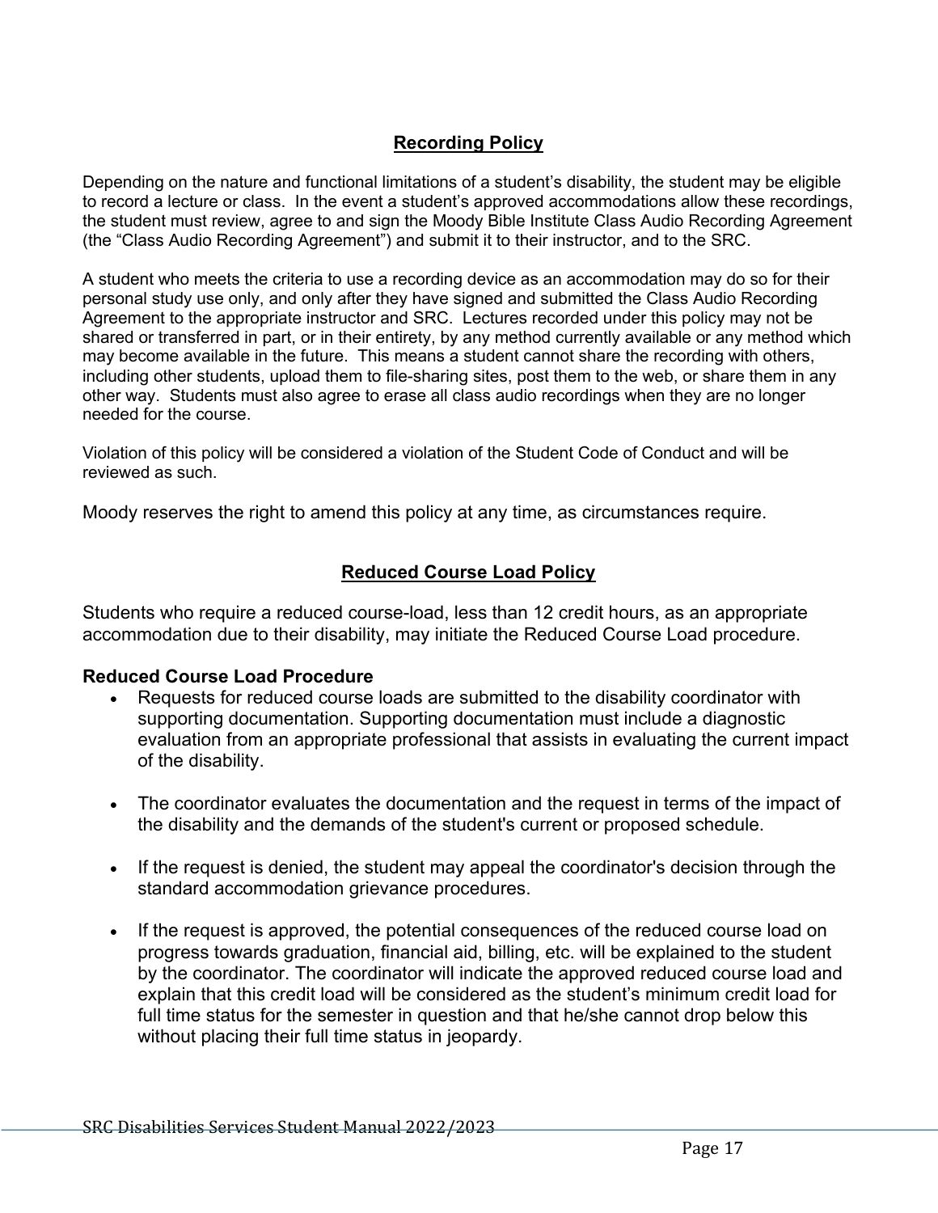## Recording Policy

Depending on the nature and functional limitations of a student's disability, the student may be eligible to record a lecture or class. In the event a student's approved accommodations allow these recordings, the student must review, agree to and sign the Moody Bible Institute Class Audio Recording Agreement (the "Class Audio Recording Agreement") and submit it to their instructor, and to the SRC.

A student who meets the criteria to use a recording device as an accommodation may do so for their personal study use only, and only after they have signed and submitted the Class Audio Recording Agreement to the appropriate instructor and SRC. Lectures recorded under this policy may not be shared or transferred in part, or in their entirety, by any method currently available or any method which may become available in the future. This means a student cannot share the recording with others, including other students, upload them to file-sharing sites, post them to the web, or share them in any other way. Students must also agree to erase all class audio recordings when they are no longer needed for the course.

Violation of this policy will be considered a violation of the Student Code of Conduct and will be reviewed as such.

Moody reserves the right to amend this policy at any time, as circumstances require.

## Reduced Course Load Policy

Students who require a reduced course-load, less than 12 credit hours, as an appropriate accommodation due to their disability, may initiate the Reduced Course Load procedure.

**Reduced Course Load Procedure**

- Requests for reduced course loads are submitted to the disability coordinator with supporting documentation. Supporting documentation must include a diagnostic evaluation from an appropriate professional that assists in evaluating the current impact of the disability.

- The coordinator evaluates the documentation and the request in terms of the impact of the disability and the demands of the student's current or proposed schedule.

- If the request is denied, the student may appeal the coordinator's decision through the standard accommodation grievance procedures.

- If the request is approved, the potential consequences of the reduced course load on progress towards graduation, financial aid, billing, etc. will be explained to the student by the coordinator. The coordinator will indicate the approved reduced course load and explain that this credit load will be considered as the student's minimum credit load for full time status for the semester in question and that he/she cannot drop below this without placing their full time status in jeopardy.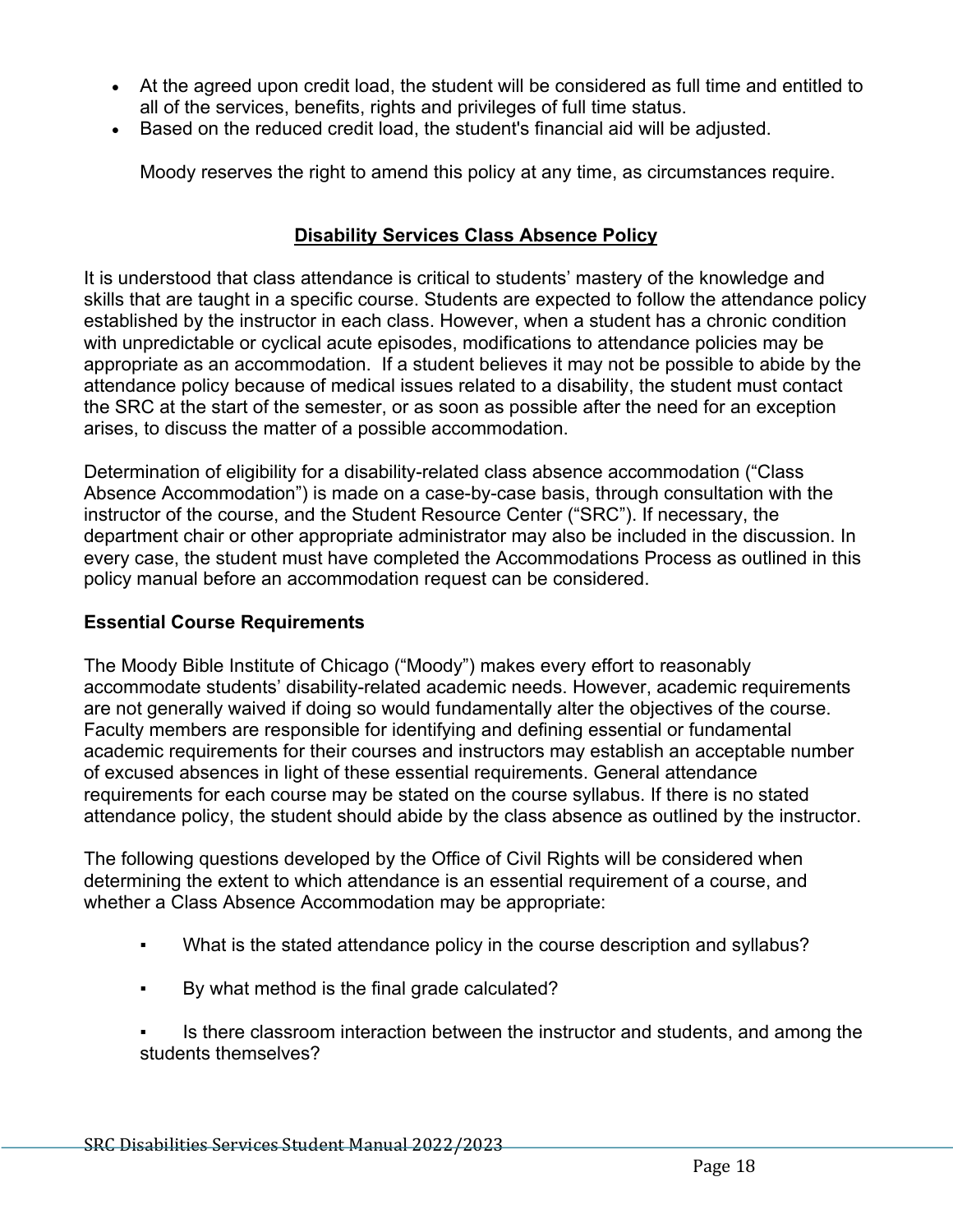- At the agreed upon credit load, the student will be considered as full time and entitled to all of the services, benefits, rights and privileges of full time status.
- Based on the reduced credit load, the student's financial aid will be adjusted.

Moody reserves the right to amend this policy at any time, as circumstances require.

## Disability Services Class Absence Policy

It is understood that class attendance is critical to students' mastery of the knowledge and skills that are taught in a specific course. Students are expected to follow the attendance policy established by the instructor in each class. However, when a student has a chronic condition with unpredictable or cyclical acute episodes, modifications to attendance policies may be appropriate as an accommodation. If a student believes it may not be possible to abide by the attendance policy because of medical issues related to a disability, the student must contact the SRC at the start of the semester, or as soon as possible after the need for an exception arises, to discuss the matter of a possible accommodation.

Determination of eligibility for a disability-related class absence accommodation ("Class Absence Accommodation") is made on a case-by-case basis, through consultation with the instructor of the course, and the Student Resource Center ("SRC"). If necessary, the department chair or other appropriate administrator may also be included in the discussion. In every case, the student must have completed the Accommodations Process as outlined in this policy manual before an accommodation request can be considered.

### Essential Course Requirements

The Moody Bible Institute of Chicago ("Moody") makes every effort to reasonably accommodate students' disability-related academic needs. However, academic requirements are not generally waived if doing so would fundamentally alter the objectives of the course. Faculty members are responsible for identifying and defining essential or fundamental academic requirements for their courses and instructors may establish an acceptable number of excused absences in light of these essential requirements. General attendance requirements for each course may be stated on the course syllabus. If there is no stated attendance policy, the student should abide by the class absence as outlined by the instructor.

The following questions developed by the Office of Civil Rights will be considered when determining the extent to which attendance is an essential requirement of a course, and whether a Class Absence Accommodation may be appropriate:

- What is the stated attendance policy in the course description and syllabus?
- By what method is the final grade calculated?
- Is there classroom interaction between the instructor and students, and among the students themselves?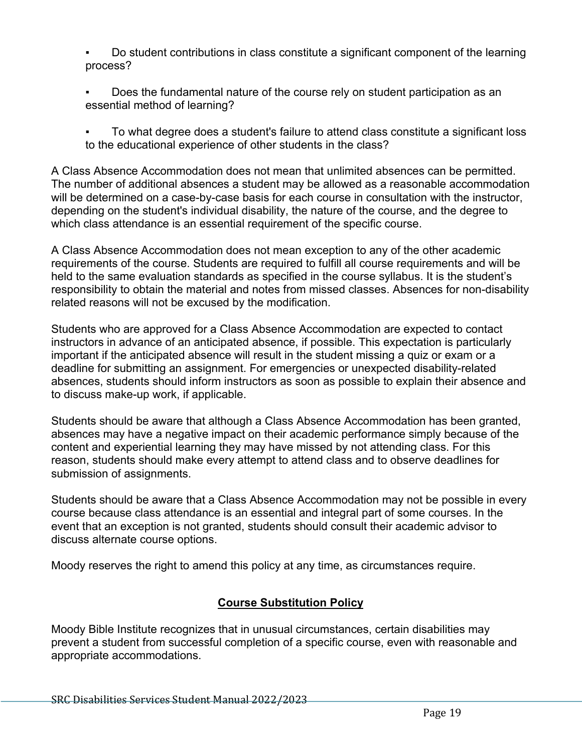- Do student contributions in class constitute a significant component of the learning process?

- Does the fundamental nature of the course rely on student participation as an essential method of learning?

- To what degree does a student's failure to attend class constitute a significant loss to the educational experience of other students in the class?

A Class Absence Accommodation does not mean that unlimited absences can be permitted. The number of additional absences a student may be allowed as a reasonable accommodation will be determined on a case-by-case basis for each course in consultation with the instructor, depending on the student's individual disability, the nature of the course, and the degree to which class attendance is an essential requirement of the specific course.

A Class Absence Accommodation does not mean exception to any of the other academic requirements of the course. Students are required to fulfill all course requirements and will be held to the same evaluation standards as specified in the course syllabus. It is the student's responsibility to obtain the material and notes from missed classes. Absences for non-disability related reasons will not be excused by the modification.

Students who are approved for a Class Absence Accommodation are expected to contact instructors in advance of an anticipated absence, if possible. This expectation is particularly important if the anticipated absence will result in the student missing a quiz or exam or a deadline for submitting an assignment. For emergencies or unexpected disability-related absences, students should inform instructors as soon as possible to explain their absence and to discuss make-up work, if applicable.

Students should be aware that although a Class Absence Accommodation has been granted, absences may have a negative impact on their academic performance simply because of the content and experiential learning they may have missed by not attending class. For this reason, students should make every attempt to attend class and to observe deadlines for submission of assignments.

Students should be aware that a Class Absence Accommodation may not be possible in every course because class attendance is an essential and integral part of some courses. In the event that an exception is not granted, students should consult their academic advisor to discuss alternate course options.

Moody reserves the right to amend this policy at any time, as circumstances require.

## Course Substitution Policy

Moody Bible Institute recognizes that in unusual circumstances, certain disabilities may prevent a student from successful completion of a specific course, even with reasonable and appropriate accommodations.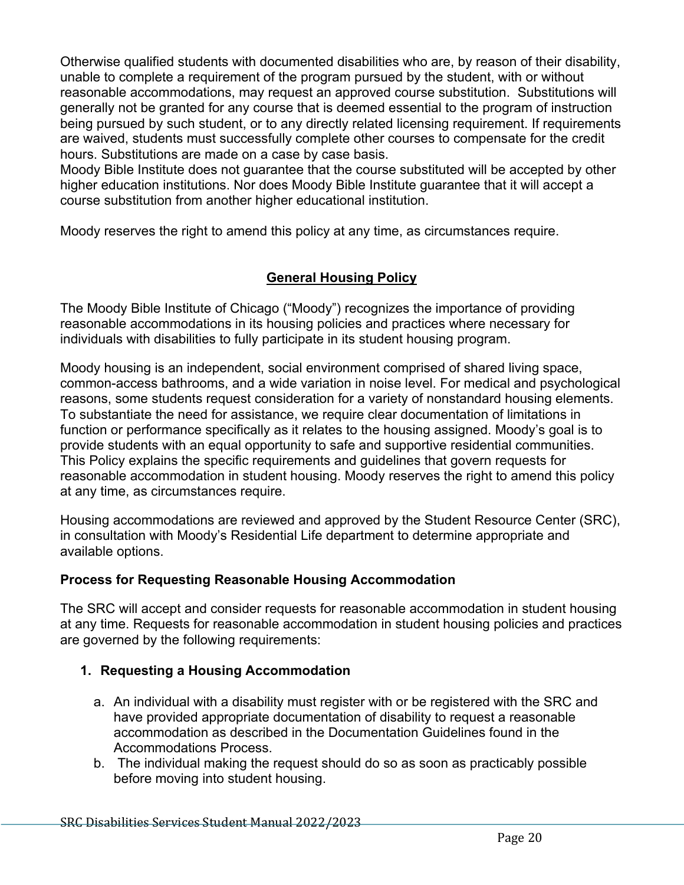Otherwise qualified students with documented disabilities who are, by reason of their disability, unable to complete a requirement of the program pursued by the student, with or without reasonable accommodations, may request an approved course substitution.  Substitutions will generally not be granted for any course that is deemed essential to the program of instruction being pursued by such student, or to any directly related licensing requirement. If requirements are waived, students must successfully complete other courses to compensate for the credit hours. Substitutions are made on a case by case basis.
Moody Bible Institute does not guarantee that the course substituted will be accepted by other higher education institutions. Nor does Moody Bible Institute guarantee that it will accept a course substitution from another higher educational institution.

Moody reserves the right to amend this policy at any time, as circumstances require.

## General Housing Policy

The Moody Bible Institute of Chicago ("Moody") recognizes the importance of providing reasonable accommodations in its housing policies and practices where necessary for individuals with disabilities to fully participate in its student housing program.

Moody housing is an independent, social environment comprised of shared living space, common-access bathrooms, and a wide variation in noise level. For medical and psychological reasons, some students request consideration for a variety of nonstandard housing elements. To substantiate the need for assistance, we require clear documentation of limitations in function or performance specifically as it relates to the housing assigned. Moody's goal is to provide students with an equal opportunity to safe and supportive residential communities. This Policy explains the specific requirements and guidelines that govern requests for reasonable accommodation in student housing. Moody reserves the right to amend this policy at any time, as circumstances require.

Housing accommodations are reviewed and approved by the Student Resource Center (SRC), in consultation with Moody's Residential Life department to determine appropriate and available options.

### Process for Requesting Reasonable Housing Accommodation

The SRC will accept and consider requests for reasonable accommodation in student housing at any time. Requests for reasonable accommodation in student housing policies and practices are governed by the following requirements:

1. **Requesting a Housing Accommodation**

    a. An individual with a disability must register with or be registered with the SRC and have provided appropriate documentation of disability to request a reasonable accommodation as described in the Documentation Guidelines found in the Accommodations Process.

    b. The individual making the request should do so as soon as practicably possible before moving into student housing.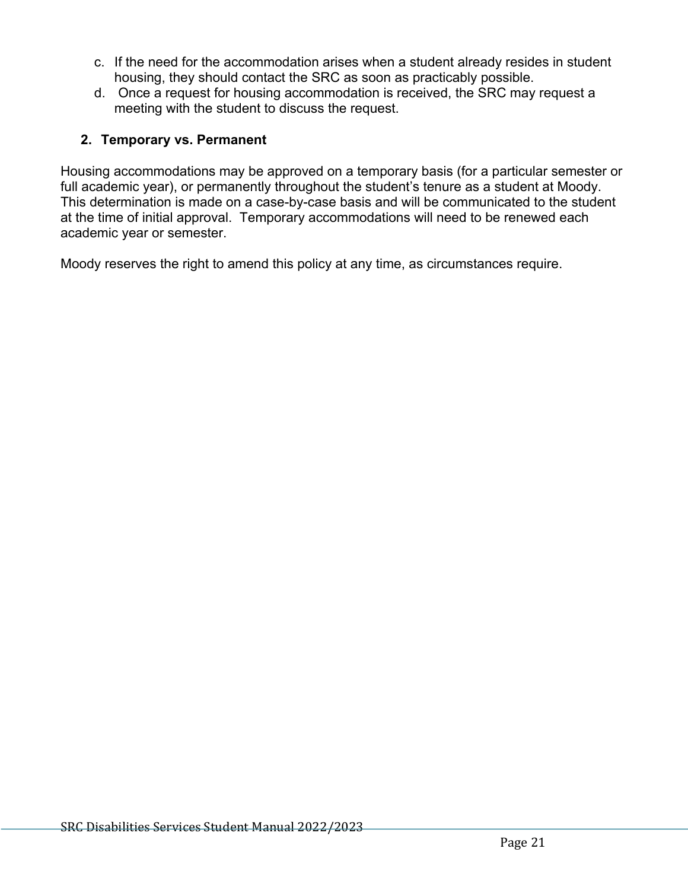c. If the need for the accommodation arises when a student already resides in student housing, they should contact the SRC as soon as practicably possible.
d. Once a request for housing accommodation is received, the SRC may request a meeting with the student to discuss the request.

**2. Temporary vs. Permanent**

Housing accommodations may be approved on a temporary basis (for a particular semester or full academic year), or permanently throughout the student's tenure as a student at Moody. This determination is made on a case-by-case basis and will be communicated to the student at the time of initial approval. Temporary accommodations will need to be renewed each academic year or semester.

Moody reserves the right to amend this policy at any time, as circumstances require.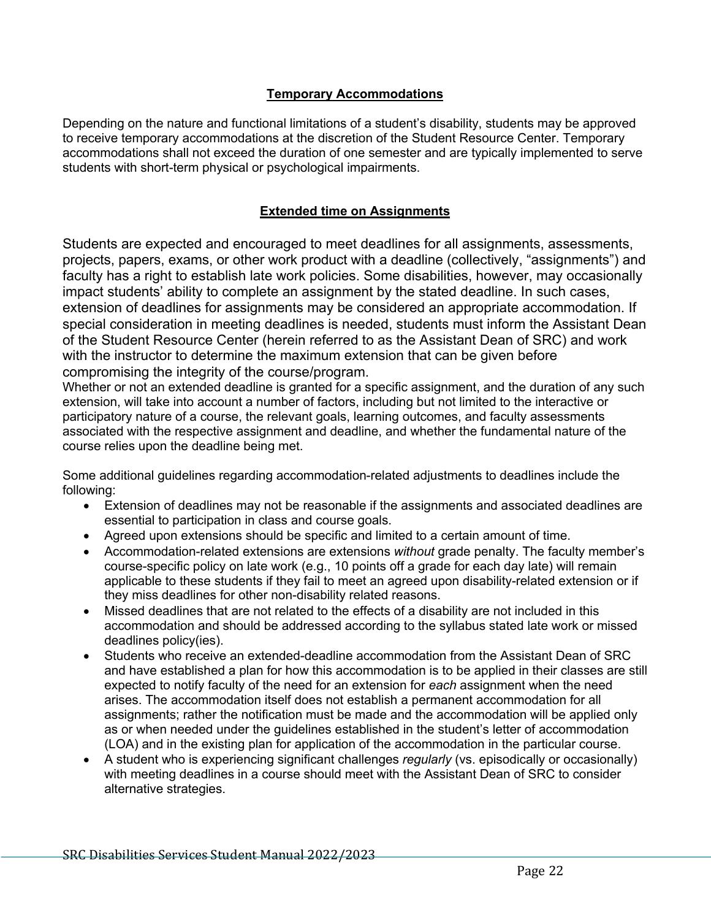## Temporary Accommodations

Depending on the nature and functional limitations of a student's disability, students may be approved to receive temporary accommodations at the discretion of the Student Resource Center. Temporary accommodations shall not exceed the duration of one semester and are typically implemented to serve students with short-term physical or psychological impairments.

## Extended time on Assignments

Students are expected and encouraged to meet deadlines for all assignments, assessments, projects, papers, exams, or other work product with a deadline (collectively, "assignments") and faculty has a right to establish late work policies. Some disabilities, however, may occasionally impact students' ability to complete an assignment by the stated deadline. In such cases, extension of deadlines for assignments may be considered an appropriate accommodation. If special consideration in meeting deadlines is needed, students must inform the Assistant Dean of the Student Resource Center (herein referred to as the Assistant Dean of SRC) and work with the instructor to determine the maximum extension that can be given before compromising the integrity of the course/program.

Whether or not an extended deadline is granted for a specific assignment, and the duration of any such extension, will take into account a number of factors, including but not limited to the interactive or participatory nature of a course, the relevant goals, learning outcomes, and faculty assessments associated with the respective assignment and deadline, and whether the fundamental nature of the course relies upon the deadline being met.

Some additional guidelines regarding accommodation-related adjustments to deadlines include the following:

- Extension of deadlines may not be reasonable if the assignments and associated deadlines are essential to participation in class and course goals.
- Agreed upon extensions should be specific and limited to a certain amount of time.
- Accommodation-related extensions are extensions *without* grade penalty. The faculty member's course-specific policy on late work (e.g., 10 points off a grade for each day late) will remain applicable to these students if they fail to meet an agreed upon disability-related extension or if they miss deadlines for other non-disability related reasons.
- Missed deadlines that are not related to the effects of a disability are not included in this accommodation and should be addressed according to the syllabus stated late work or missed deadlines policy(ies).
- Students who receive an extended-deadline accommodation from the Assistant Dean of SRC and have established a plan for how this accommodation is to be applied in their classes are still expected to notify faculty of the need for an extension for *each* assignment when the need arises. The accommodation itself does not establish a permanent accommodation for all assignments; rather the notification must be made and the accommodation will be applied only as or when needed under the guidelines established in the student's letter of accommodation (LOA) and in the existing plan for application of the accommodation in the particular course.
- A student who is experiencing significant challenges *regularly* (vs. episodically or occasionally) with meeting deadlines in a course should meet with the Assistant Dean of SRC to consider alternative strategies.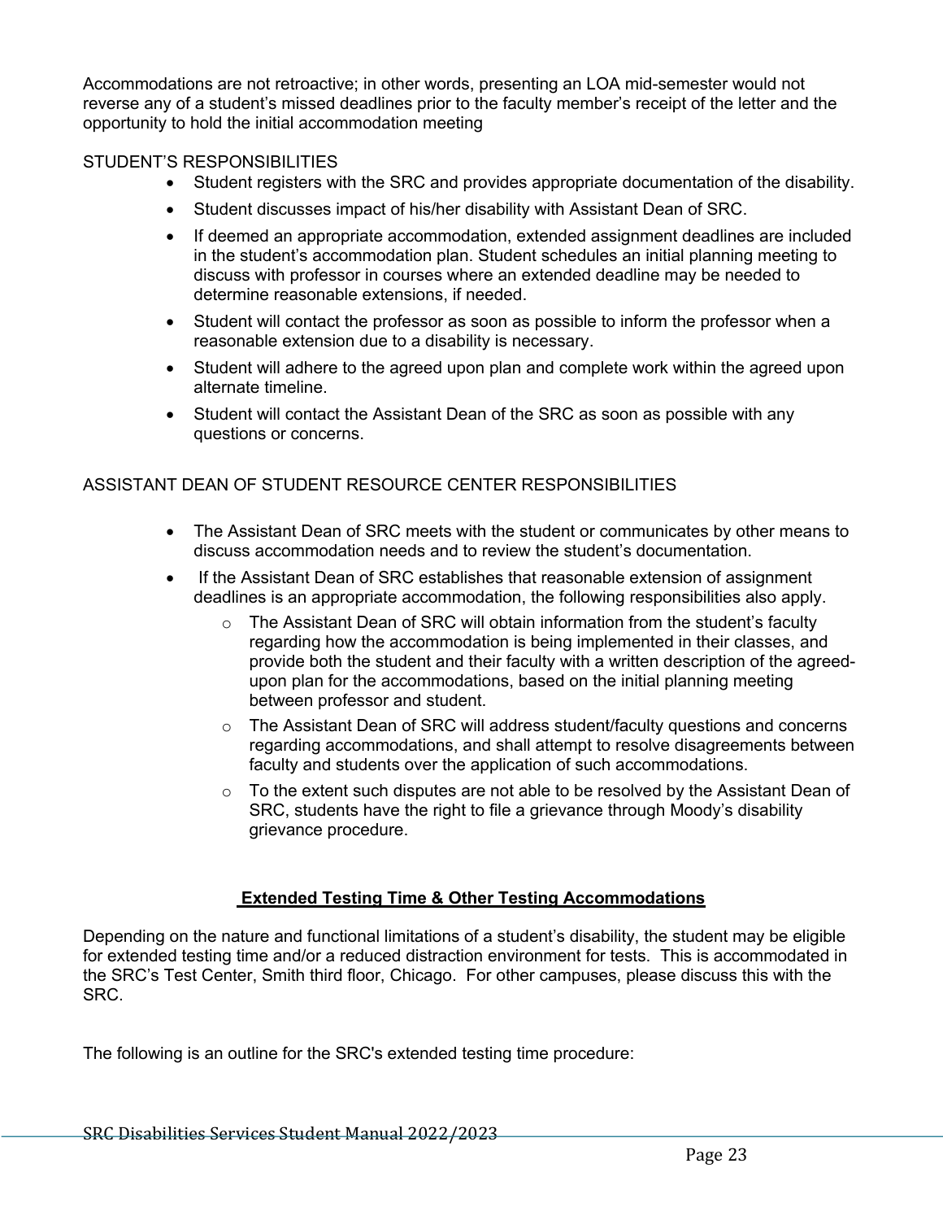Accommodations are not retroactive; in other words, presenting an LOA mid-semester would not reverse any of a student's missed deadlines prior to the faculty member's receipt of the letter and the opportunity to hold the initial accommodation meeting

STUDENT'S RESPONSIBILITIES

- Student registers with the SRC and provides appropriate documentation of the disability.
- Student discusses impact of his/her disability with Assistant Dean of SRC.
- If deemed an appropriate accommodation, extended assignment deadlines are included in the student's accommodation plan. Student schedules an initial planning meeting to discuss with professor in courses where an extended deadline may be needed to determine reasonable extensions, if needed.
- Student will contact the professor as soon as possible to inform the professor when a reasonable extension due to a disability is necessary.
- Student will adhere to the agreed upon plan and complete work within the agreed upon alternate timeline.
- Student will contact the Assistant Dean of the SRC as soon as possible with any questions or concerns.

ASSISTANT DEAN OF STUDENT RESOURCE CENTER RESPONSIBILITIES

- The Assistant Dean of SRC meets with the student or communicates by other means to discuss accommodation needs and to review the student's documentation.
- If the Assistant Dean of SRC establishes that reasonable extension of assignment deadlines is an appropriate accommodation, the following responsibilities also apply.
    - The Assistant Dean of SRC will obtain information from the student's faculty regarding how the accommodation is being implemented in their classes, and provide both the student and their faculty with a written description of the agreed-upon plan for the accommodations, based on the initial planning meeting between professor and student.
    - The Assistant Dean of SRC will address student/faculty questions and concerns regarding accommodations, and shall attempt to resolve disagreements between faculty and students over the application of such accommodations.
    - To the extent such disputes are not able to be resolved by the Assistant Dean of SRC, students have the right to file a grievance through Moody's disability grievance procedure.

## Extended Testing Time & Other Testing Accommodations

Depending on the nature and functional limitations of a student's disability, the student may be eligible for extended testing time and/or a reduced distraction environment for tests. This is accommodated in the SRC's Test Center, Smith third floor, Chicago. For other campuses, please discuss this with the SRC.

The following is an outline for the SRC's extended testing time procedure: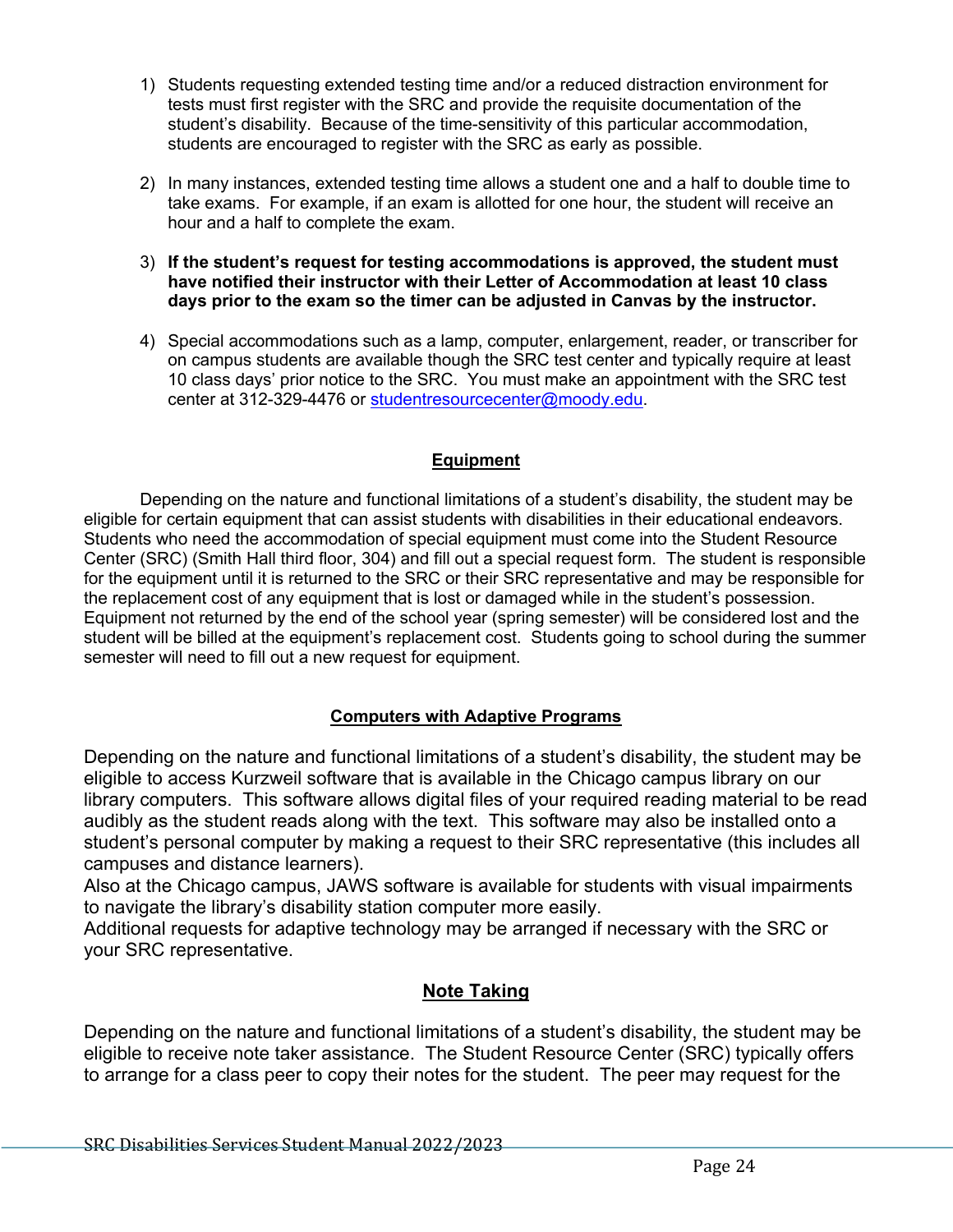1) Students requesting extended testing time and/or a reduced distraction environment for tests must first register with the SRC and provide the requisite documentation of the student's disability. Because of the time-sensitivity of this particular accommodation, students are encouraged to register with the SRC as early as possible.

2) In many instances, extended testing time allows a student one and a half to double time to take exams. For example, if an exam is allotted for one hour, the student will receive an hour and a half to complete the exam.

3) **If the student's request for testing accommodations is approved, the student must have notified their instructor with their Letter of Accommodation at least 10 class days prior to the exam so the timer can be adjusted in Canvas by the instructor.**

4) Special accommodations such as a lamp, computer, enlargement, reader, or transcriber for on campus students are available though the SRC test center and typically require at least 10 class days' prior notice to the SRC. You must make an appointment with the SRC test center at 312-329-4476 or studentresourcecenter@moody.edu.

## Equipment

Depending on the nature and functional limitations of a student's disability, the student may be eligible for certain equipment that can assist students with disabilities in their educational endeavors. Students who need the accommodation of special equipment must come into the Student Resource Center (SRC) (Smith Hall third floor, 304) and fill out a special request form. The student is responsible for the equipment until it is returned to the SRC or their SRC representative and may be responsible for the replacement cost of any equipment that is lost or damaged while in the student's possession. Equipment not returned by the end of the school year (spring semester) will be considered lost and the student will be billed at the equipment's replacement cost. Students going to school during the summer semester will need to fill out a new request for equipment.

## Computers with Adaptive Programs

Depending on the nature and functional limitations of a student's disability, the student may be eligible to access Kurzweil software that is available in the Chicago campus library on our library computers. This software allows digital files of your required reading material to be read audibly as the student reads along with the text. This software may also be installed onto a student's personal computer by making a request to their SRC representative (this includes all campuses and distance learners).

Also at the Chicago campus, JAWS software is available for students with visual impairments to navigate the library's disability station computer more easily.

Additional requests for adaptive technology may be arranged if necessary with the SRC or your SRC representative.

## Note Taking

Depending on the nature and functional limitations of a student's disability, the student may be eligible to receive note taker assistance. The Student Resource Center (SRC) typically offers to arrange for a class peer to copy their notes for the student. The peer may request for the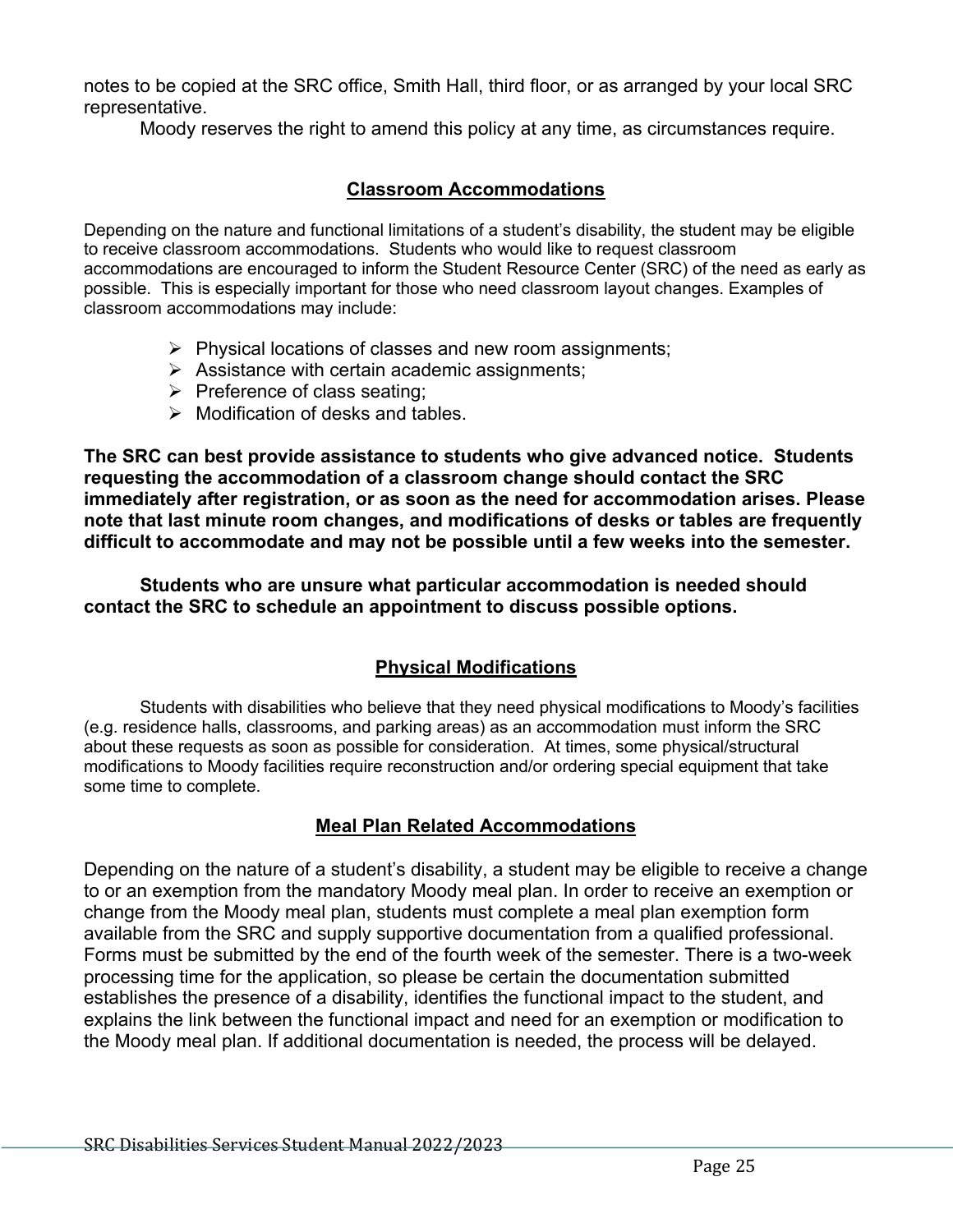notes to be copied at the SRC office, Smith Hall, third floor, or as arranged by your local SRC representative.

Moody reserves the right to amend this policy at any time, as circumstances require.

## Classroom Accommodations

Depending on the nature and functional limitations of a student's disability, the student may be eligible to receive classroom accommodations. Students who would like to request classroom accommodations are encouraged to inform the Student Resource Center (SRC) of the need as early as possible. This is especially important for those who need classroom layout changes. Examples of classroom accommodations may include:

- Physical locations of classes and new room assignments;
- Assistance with certain academic assignments;
- Preference of class seating;
- Modification of desks and tables.

**The SRC can best provide assistance to students who give advanced notice. Students requesting the accommodation of a classroom change should contact the SRC immediately after registration, or as soon as the need for accommodation arises. Please note that last minute room changes, and modifications of desks or tables are frequently difficult to accommodate and may not be possible until a few weeks into the semester.**

**Students who are unsure what particular accommodation is needed should contact the SRC to schedule an appointment to discuss possible options.**

## Physical Modifications

Students with disabilities who believe that they need physical modifications to Moody's facilities (e.g. residence halls, classrooms, and parking areas) as an accommodation must inform the SRC about these requests as soon as possible for consideration. At times, some physical/structural modifications to Moody facilities require reconstruction and/or ordering special equipment that take some time to complete.

## Meal Plan Related Accommodations

Depending on the nature of a student's disability, a student may be eligible to receive a change to or an exemption from the mandatory Moody meal plan. In order to receive an exemption or change from the Moody meal plan, students must complete a meal plan exemption form available from the SRC and supply supportive documentation from a qualified professional. Forms must be submitted by the end of the fourth week of the semester. There is a two-week processing time for the application, so please be certain the documentation submitted establishes the presence of a disability, identifies the functional impact to the student, and explains the link between the functional impact and need for an exemption or modification to the Moody meal plan. If additional documentation is needed, the process will be delayed.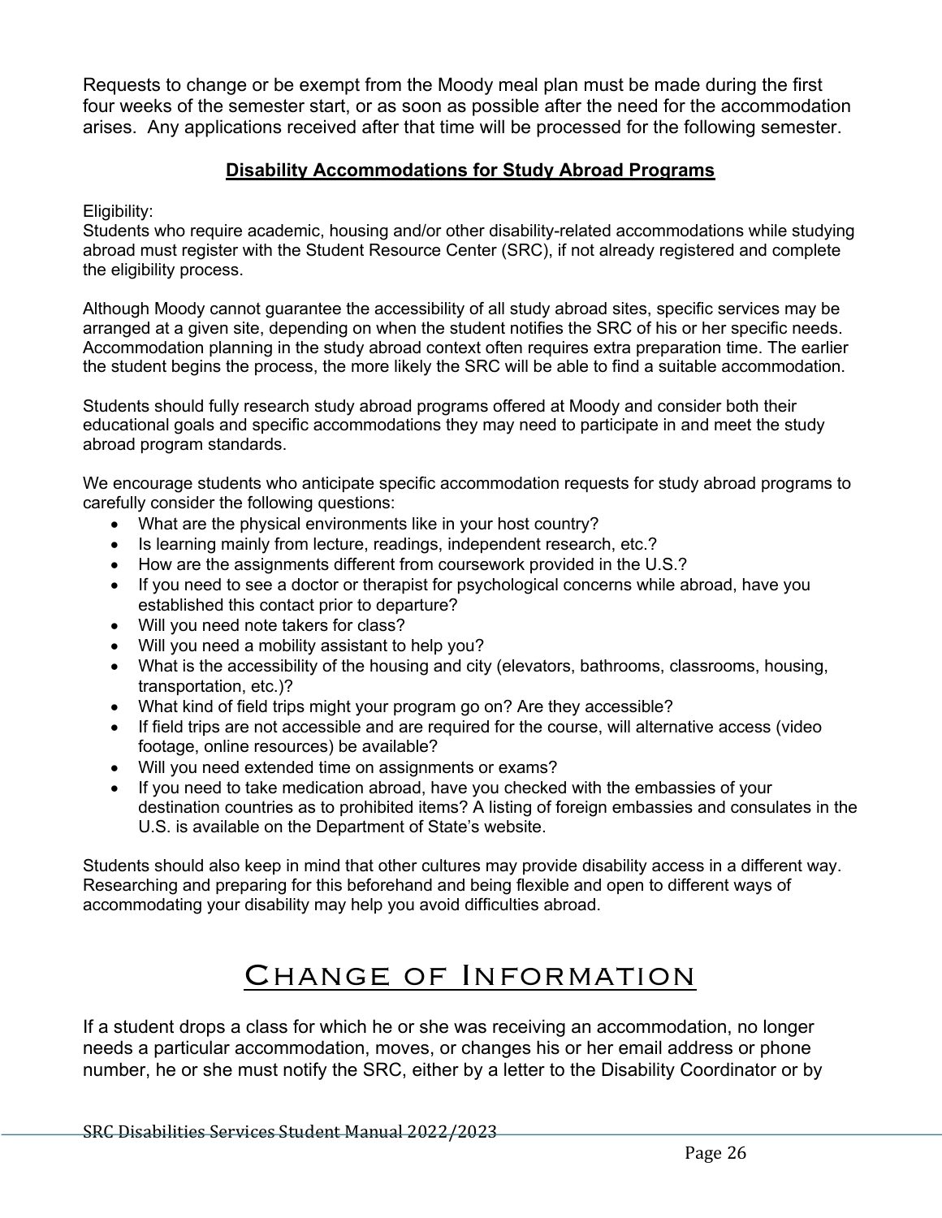Requests to change or be exempt from the Moody meal plan must be made during the first four weeks of the semester start, or as soon as possible after the need for the accommodation arises. Any applications received after that time will be processed for the following semester.

### Disability Accommodations for Study Abroad Programs

Eligibility:
Students who require academic, housing and/or other disability-related accommodations while studying abroad must register with the Student Resource Center (SRC), if not already registered and complete the eligibility process.

Although Moody cannot guarantee the accessibility of all study abroad sites, specific services may be arranged at a given site, depending on when the student notifies the SRC of his or her specific needs. Accommodation planning in the study abroad context often requires extra preparation time. The earlier the student begins the process, the more likely the SRC will be able to find a suitable accommodation.

Students should fully research study abroad programs offered at Moody and consider both their educational goals and specific accommodations they may need to participate in and meet the study abroad program standards.

We encourage students who anticipate specific accommodation requests for study abroad programs to carefully consider the following questions:

- What are the physical environments like in your host country?
- Is learning mainly from lecture, readings, independent research, etc.?
- How are the assignments different from coursework provided in the U.S.?
- If you need to see a doctor or therapist for psychological concerns while abroad, have you established this contact prior to departure?
- Will you need note takers for class?
- Will you need a mobility assistant to help you?
- What is the accessibility of the housing and city (elevators, bathrooms, classrooms, housing, transportation, etc.)?
- What kind of field trips might your program go on? Are they accessible?
- If field trips are not accessible and are required for the course, will alternative access (video footage, online resources) be available?
- Will you need extended time on assignments or exams?
- If you need to take medication abroad, have you checked with the embassies of your destination countries as to prohibited items? A listing of foreign embassies and consulates in the U.S. is available on the Department of State's website.

Students should also keep in mind that other cultures may provide disability access in a different way. Researching and preparing for this beforehand and being flexible and open to different ways of accommodating your disability may help you avoid difficulties abroad.

# Change of Information

If a student drops a class for which he or she was receiving an accommodation, no longer needs a particular accommodation, moves, or changes his or her email address or phone number, he or she must notify the SRC, either by a letter to the Disability Coordinator or by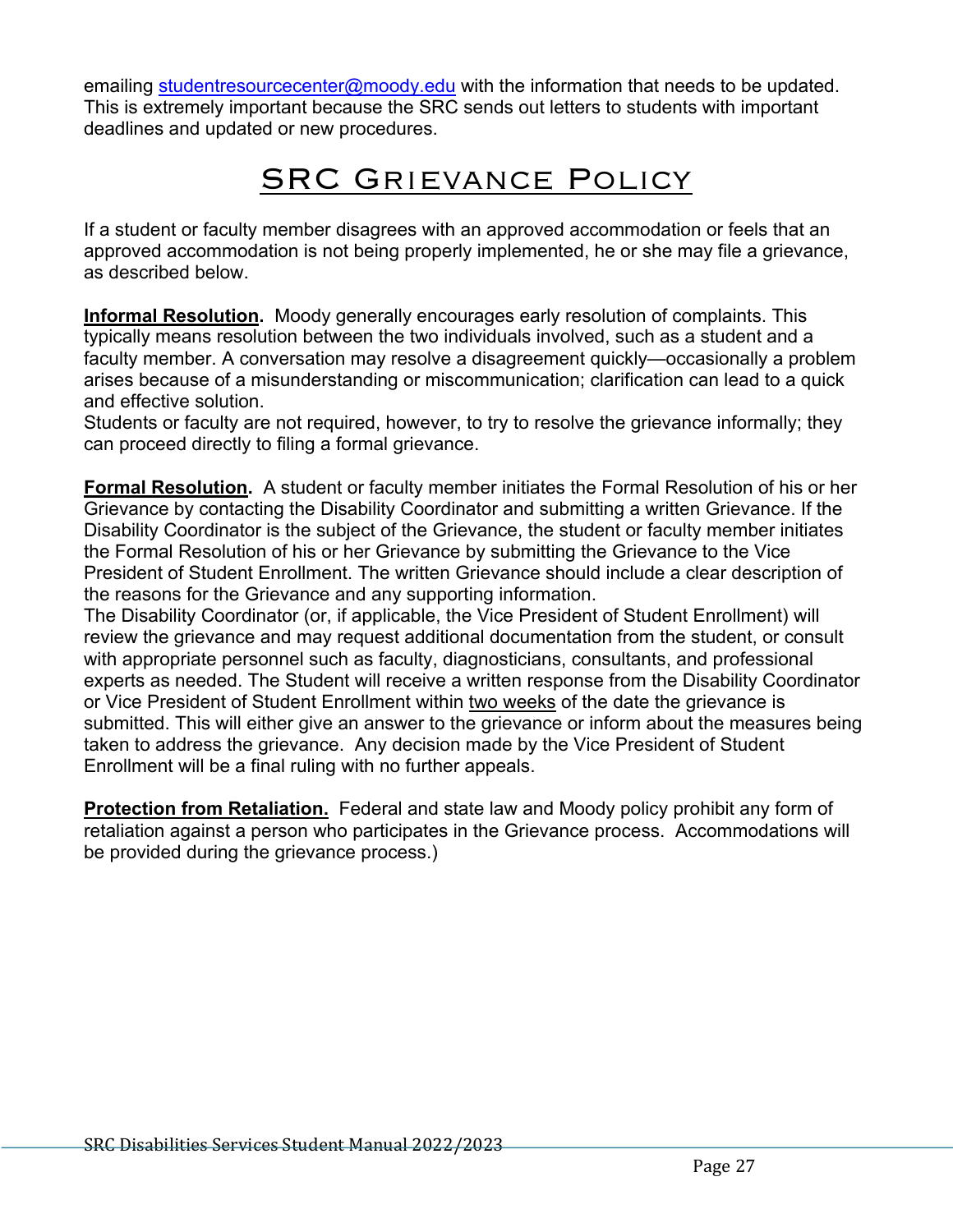emailing studentresourcecenter@moody.edu with the information that needs to be updated. This is extremely important because the SRC sends out letters to students with important deadlines and updated or new procedures.

# SRC Grievance Policy

If a student or faculty member disagrees with an approved accommodation or feels that an approved accommodation is not being properly implemented, he or she may file a grievance, as described below.

**Informal Resolution.** Moody generally encourages early resolution of complaints. This typically means resolution between the two individuals involved, such as a student and a faculty member. A conversation may resolve a disagreement quickly—occasionally a problem arises because of a misunderstanding or miscommunication; clarification can lead to a quick and effective solution.
Students or faculty are not required, however, to try to resolve the grievance informally; they can proceed directly to filing a formal grievance.

**Formal Resolution.** A student or faculty member initiates the Formal Resolution of his or her Grievance by contacting the Disability Coordinator and submitting a written Grievance. If the Disability Coordinator is the subject of the Grievance, the student or faculty member initiates the Formal Resolution of his or her Grievance by submitting the Grievance to the Vice President of Student Enrollment. The written Grievance should include a clear description of the reasons for the Grievance and any supporting information.
The Disability Coordinator (or, if applicable, the Vice President of Student Enrollment) will review the grievance and may request additional documentation from the student, or consult with appropriate personnel such as faculty, diagnosticians, consultants, and professional experts as needed. The Student will receive a written response from the Disability Coordinator or Vice President of Student Enrollment within two weeks of the date the grievance is submitted. This will either give an answer to the grievance or inform about the measures being taken to address the grievance. Any decision made by the Vice President of Student Enrollment will be a final ruling with no further appeals.

**Protection from Retaliation.** Federal and state law and Moody policy prohibit any form of retaliation against a person who participates in the Grievance process. Accommodations will be provided during the grievance process.)